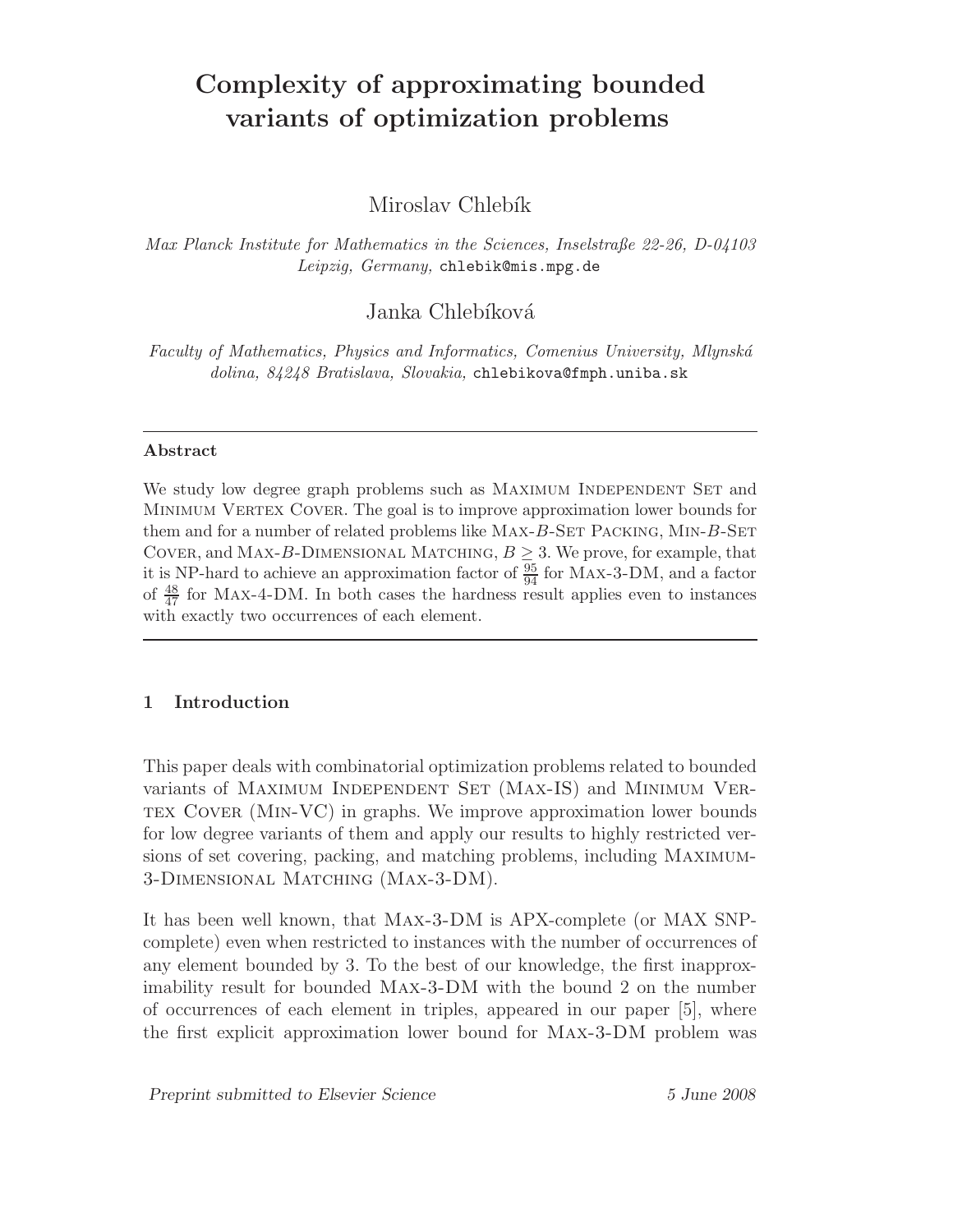# Complexity of approximating bounded variants of optimization problems

Miroslav Chlebík

*Max Planck Institute for Mathematics in the Sciences, Inselstraße 22-26, D-04103 Leipzig, Germany,* chlebik@mis.mpg.de

Janka Chlebíková

*Faculty of Mathematics, Physics and Informatics, Comenius University, Mlynská dolina, 84248 Bratislava, Slovakia,* chlebikova@fmph.uniba.sk

---

**Abstract**

We study low degree graph problems such as Maximum Independent Set and Minimum Vertex Cover. The goal is to improve approximation lower bounds for them and for a number of related problems like Max-$B$-Set Packing, Min-$B$-Set Cover, and Max-$B$-Dimensional Matching, $B \geq 3$. We prove, for example, that it is NP-hard to achieve an approximation factor of $\frac{95}{94}$ for Max-3-DM, and a factor of $\frac{48}{47}$ for Max-4-DM. In both cases the hardness result applies even to instances with exactly two occurrences of each element.

---

## 1 Introduction

This paper deals with combinatorial optimization problems related to bounded variants of Maximum Independent Set (Max-IS) and Minimum Vertex Cover (Min-VC) in graphs. We improve approximation lower bounds for low degree variants of them and apply our results to highly restricted versions of set covering, packing, and matching problems, including Maximum-3-Dimensional Matching (Max-3-DM).

It has been well known, that Max-3-DM is APX-complete (or MAX SNP-complete) even when restricted to instances with the number of occurrences of any element bounded by 3. To the best of our knowledge, the first inapproximability result for bounded Max-3-DM with the bound 2 on the number of occurrences of each element in triples, appeared in our paper [5], where the first explicit approximation lower bound for Max-3-DM problem was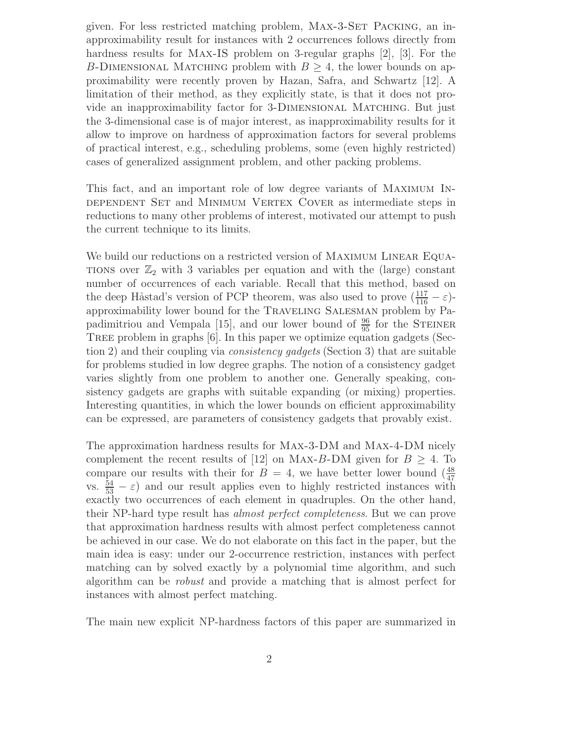given. For less restricted matching problem, Max-3-Set Packing, an inapproximability result for instances with 2 occurrences follows directly from hardness results for Max-IS problem on 3-regular graphs [2], [3]. For the $B$-Dimensional Matching problem with $B \geq 4$, the lower bounds on approximability were recently proven by Hazan, Safra, and Schwartz [12]. A limitation of their method, as they explicitly state, is that it does not provide an inapproximability factor for 3-Dimensional Matching. But just the 3-dimensional case is of major interest, as inapproximability results for it allow to improve on hardness of approximation factors for several problems of practical interest, e.g., scheduling problems, some (even highly restricted) cases of generalized assignment problem, and other packing problems.

This fact, and an important role of low degree variants of Maximum Independent Set and Minimum Vertex Cover as intermediate steps in reductions to many other problems of interest, motivated our attempt to push the current technique to its limits.

We build our reductions on a restricted version of Maximum Linear Equations over $\mathbb{Z}_2$ with 3 variables per equation and with the (large) constant number of occurrences of each variable. Recall that this method, based on the deep Håstad's version of PCP theorem, was also used to prove $(\frac{117}{116} - \varepsilon)$-approximability lower bound for the Traveling Salesman problem by Papadimitriou and Vempala [15], and our lower bound of $\frac{96}{95}$ for the Steiner Tree problem in graphs [6]. In this paper we optimize equation gadgets (Section 2) and their coupling via *consistency gadgets* (Section 3) that are suitable for problems studied in low degree graphs. The notion of a consistency gadget varies slightly from one problem to another one. Generally speaking, consistency gadgets are graphs with suitable expanding (or mixing) properties. Interesting quantities, in which the lower bounds on efficient approximability can be expressed, are parameters of consistency gadgets that provably exist.

The approximation hardness results for Max-3-DM and Max-4-DM nicely complement the recent results of [12] on Max-$B$-DM given for $B \geq 4$. To compare our results with their for $B = 4$, we have better lower bound ($\frac{48}{47}$ vs. $\frac{54}{53} - \varepsilon$) and our result applies even to highly restricted instances with exactly two occurrences of each element in quadruples. On the other hand, their NP-hard type result has *almost perfect completeness*. But we can prove that approximation hardness results with almost perfect completeness cannot be achieved in our case. We do not elaborate on this fact in the paper, but the main idea is easy: under our 2-occurrence restriction, instances with perfect matching can by solved exactly by a polynomial time algorithm, and such algorithm can be *robust* and provide a matching that is almost perfect for instances with almost perfect matching.

The main new explicit NP-hardness factors of this paper are summarized in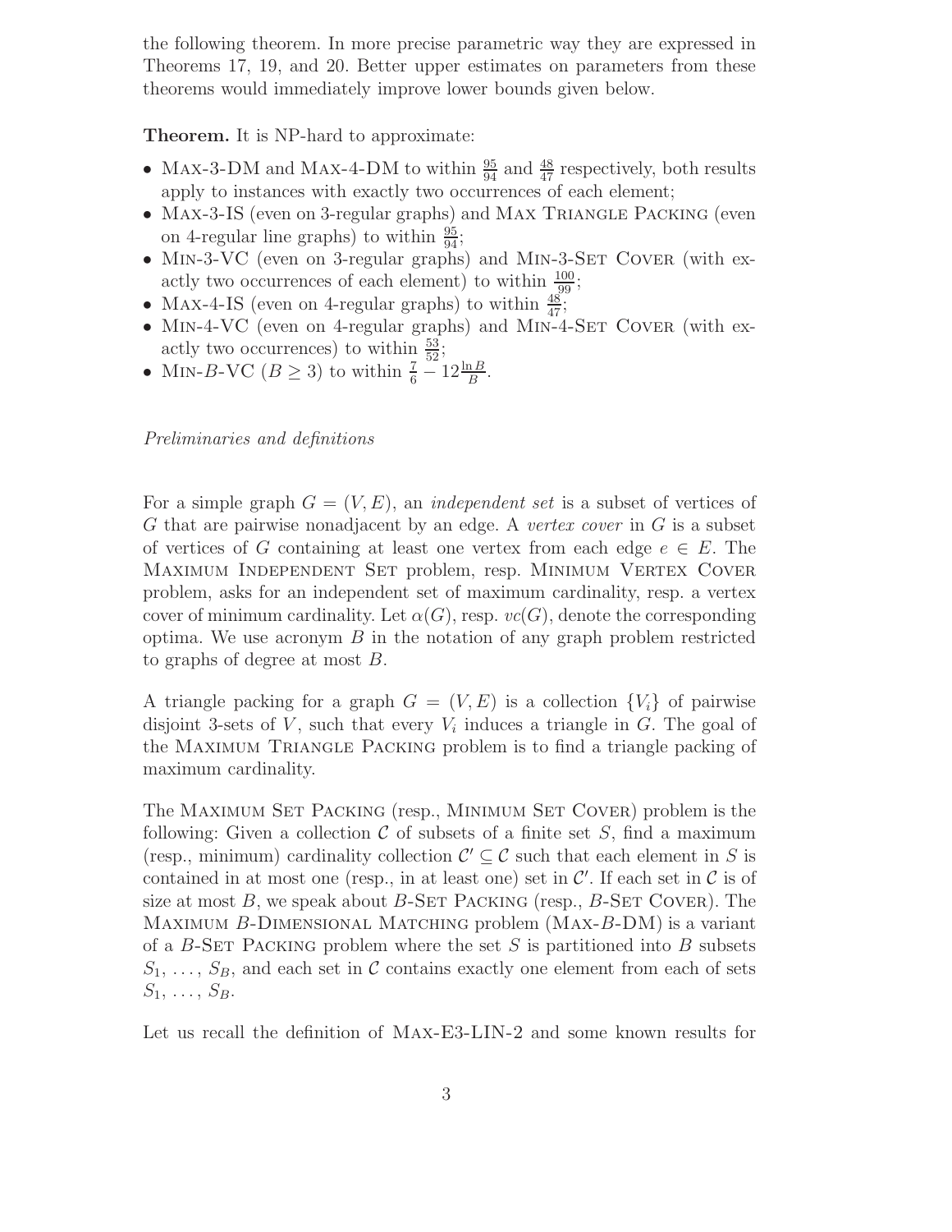the following theorem. In more precise parametric way they are expressed in Theorems 17, 19, and 20. Better upper estimates on parameters from these theorems would immediately improve lower bounds given below.

**Theorem.** It is NP-hard to approximate:

- Max-3-DM and Max-4-DM to within $\frac{95}{94}$ and $\frac{48}{47}$ respectively, both results apply to instances with exactly two occurrences of each element;
- Max-3-IS (even on 3-regular graphs) and Max Triangle Packing (even on 4-regular line graphs) to within $\frac{95}{94}$;
- Min-3-VC (even on 3-regular graphs) and Min-3-Set Cover (with exactly two occurrences of each element) to within $\frac{100}{99}$;
- Max-4-IS (even on 4-regular graphs) to within $\frac{48}{47}$;
- Min-4-VC (even on 4-regular graphs) and Min-4-Set Cover (with exactly two occurrences) to within $\frac{53}{52}$;
- Min-$B$-VC ($B \geq 3$) to within $\frac{7}{6} - 12\frac{\ln B}{B}$.

*Preliminaries and definitions*

For a simple graph $G = (V, E)$, an *independent set* is a subset of vertices of $G$ that are pairwise nonadjacent by an edge. A *vertex cover* in $G$ is a subset of vertices of $G$ containing at least one vertex from each edge $e \in E$. The Maximum Independent Set problem, resp. Minimum Vertex Cover problem, asks for an independent set of maximum cardinality, resp. a vertex cover of minimum cardinality. Let $\alpha(G)$, resp. $vc(G)$, denote the corresponding optima. We use acronym $B$ in the notation of any graph problem restricted to graphs of degree at most $B$.

A triangle packing for a graph $G = (V, E)$ is a collection $\{V_i\}$ of pairwise disjoint 3-sets of $V$, such that every $V_i$ induces a triangle in $G$. The goal of the Maximum Triangle Packing problem is to find a triangle packing of maximum cardinality.

The Maximum Set Packing (resp., Minimum Set Cover) problem is the following: Given a collection $\mathcal{C}$ of subsets of a finite set $S$, find a maximum (resp., minimum) cardinality collection $\mathcal{C}' \subseteq \mathcal{C}$ such that each element in $S$ is contained in at most one (resp., in at least one) set in $\mathcal{C}'$. If each set in $\mathcal{C}$ is of size at most $B$, we speak about $B$-Set Packing (resp., $B$-Set Cover). The Maximum $B$-Dimensional Matching problem (Max-$B$-DM) is a variant of a $B$-Set Packing problem where the set $S$ is partitioned into $B$ subsets $S_1, \ldots, S_B$, and each set in $\mathcal{C}$ contains exactly one element from each of sets $S_1, \ldots, S_B$.

Let us recall the definition of Max-E3-LIN-2 and some known results for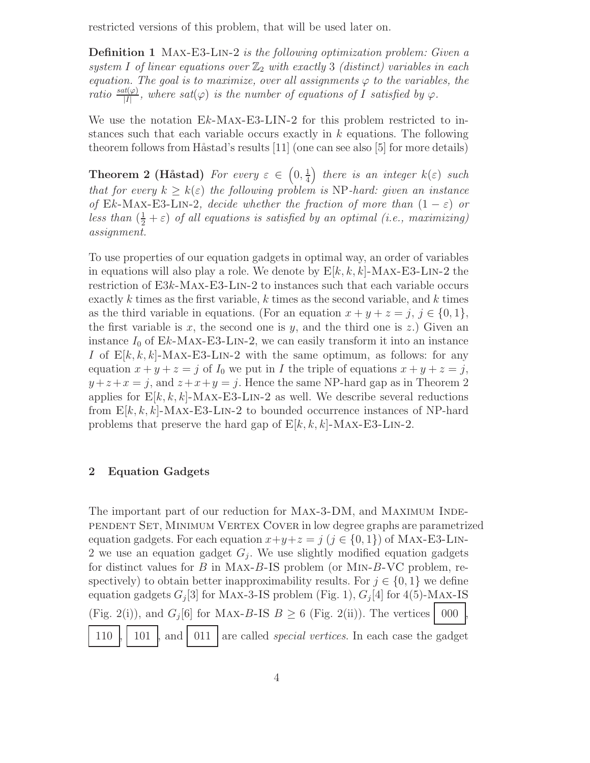restricted versions of this problem, that will be used later on.

**Definition 1** Max-E3-Lin-2 *is the following optimization problem: Given a system $I$ of linear equations over $\mathbb{Z}_2$ with exactly 3 (distinct) variables in each equation. The goal is to maximize, over all assignments $\varphi$ to the variables, the ratio $\frac{sat(\varphi)}{|I|}$, where $sat(\varphi)$ is the number of equations of $I$ satisfied by $\varphi$.*

We use the notation E$k$-Max-E3-LIN-2 for this problem restricted to instances such that each variable occurs exactly in $k$ equations. The following theorem follows from Håstad's results [11] (one can see also [5] for more details)

**Theorem 2 (Håstad)** *For every $\varepsilon \in \left(0, \frac{1}{4}\right)$ there is an integer $k(\varepsilon)$ such that for every $k \geq k(\varepsilon)$ the following problem is NP-hard: given an instance of E$k$-Max-E3-Lin-2, decide whether the fraction of more than $(1-\varepsilon)$ or less than $(\frac{1}{2}+\varepsilon)$ of all equations is satisfied by an optimal (i.e., maximizing) assignment.*

To use properties of our equation gadgets in optimal way, an order of variables in equations will also play a role. We denote by E$[k,k,k]$-Max-E3-Lin-2 the restriction of E$3k$-Max-E3-Lin-2 to instances such that each variable occurs exactly $k$ times as the first variable, $k$ times as the second variable, and $k$ times as the third variable in equations. (For an equation $x+y+z=j$, $j \in \{0,1\}$, the first variable is $x$, the second one is $y$, and the third one is $z$.) Given an instance $I_0$ of E$k$-Max-E3-Lin-2, we can easily transform it into an instance $I$ of E$[k,k,k]$-Max-E3-Lin-2 with the same optimum, as follows: for any equation $x+y+z=j$ of $I_0$ we put in $I$ the triple of equations $x+y+z=j$, $y+z+x=j$, and $z+x+y=j$. Hence the same NP-hard gap as in Theorem 2 applies for E$[k,k,k]$-Max-E3-Lin-2 as well. We describe several reductions from E$[k,k,k]$-Max-E3-Lin-2 to bounded occurrence instances of NP-hard problems that preserve the hard gap of E$[k,k,k]$-Max-E3-Lin-2.

## 2 Equation Gadgets

The important part of our reduction for Max-3-DM, and Maximum Independent Set, Minimum Vertex Cover in low degree graphs are parametrized equation gadgets. For each equation $x+y+z=j$ ($j \in \{0,1\}$) of Max-E3-Lin-2 we use an equation gadget $G_j$. We use slightly modified equation gadgets for distinct values for $B$ in Max-$B$-IS problem (or Min-$B$-VC problem, respectively) to obtain better inapproximability results. For $j \in \{0,1\}$ we define equation gadgets $G_j[3]$ for Max-3-IS problem (Fig. 1), $G_j[4]$ for 4(5)-Max-IS (Fig. 2(i)), and $G_j[6]$ for Max-$B$-IS $B \geq 6$ (Fig. 2(ii)). The vertices $\boxed{000}$, $\boxed{110}$, $\boxed{101}$, and $\boxed{011}$ are called *special vertices*. In each case the gadget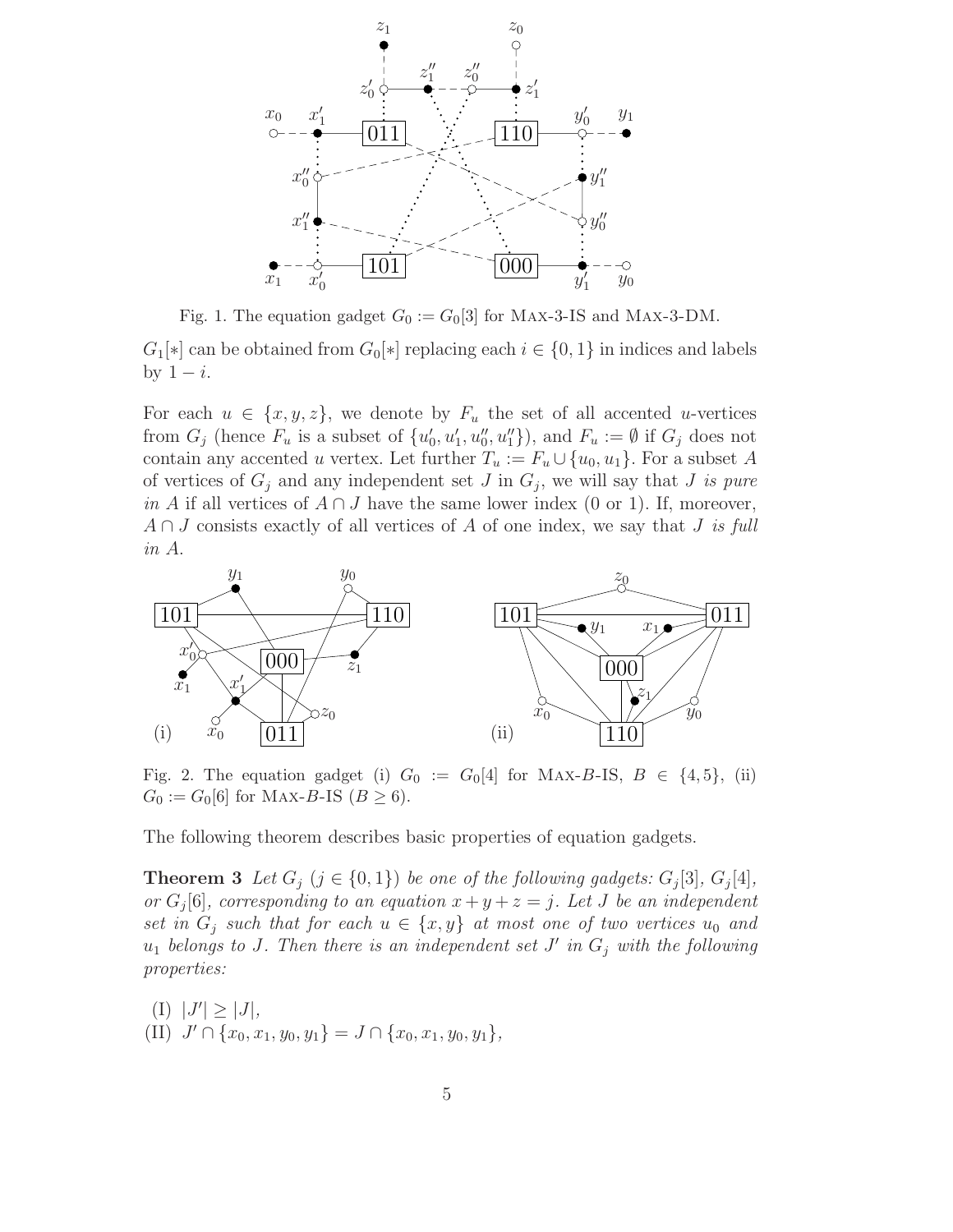Fig. 1. The equation gadget $G_0 := G_0[3]$ for Max-3-IS and Max-3-DM.

$G_1[*]$ can be obtained from $G_0[*]$ replacing each $i \in \{0,1\}$ in indices and labels by $1-i$.

For each $u \in \{x,y,z\}$, we denote by $F_u$ the set of all accented $u$-vertices from $G_j$ (hence $F_u$ is a subset of $\{u'_0, u'_1, u''_0, u''_1\}$), and $F_u := \emptyset$ if $G_j$ does not contain any accented $u$ vertex. Let further $T_u := F_u \cup \{u_0, u_1\}$. For a subset $A$ of vertices of $G_j$ and any independent set $J$ in $G_j$, we will say that $J$ *is pure in* $A$ if all vertices of $A \cap J$ have the same lower index (0 or 1). If, moreover, $A \cap J$ consists exactly of all vertices of $A$ of one index, we say that $J$ *is full in* $A$.

Fig. 2. The equation gadget (i) $G_0 := G_0[4]$ for Max-$B$-IS, $B \in \{4,5\}$, (ii) $G_0 := G_0[6]$ for Max-$B$-IS ($B \geq 6$).

The following theorem describes basic properties of equation gadgets.

**Theorem 3** *Let $G_j$ ($j \in \{0,1\}$) be one of the following gadgets: $G_j[3]$, $G_j[4]$, or $G_j[6]$, corresponding to an equation $x+y+z=j$. Let $J$ be an independent set in $G_j$ such that for each $u \in \{x,y\}$ at most one of two vertices $u_0$ and $u_1$ belongs to $J$. Then there is an independent set $J'$ in $G_j$ with the following properties:*

(I) $|J'| \geq |J|$,

(II) $J' \cap \{x_0, x_1, y_0, y_1\} = J \cap \{x_0, x_1, y_0, y_1\}$,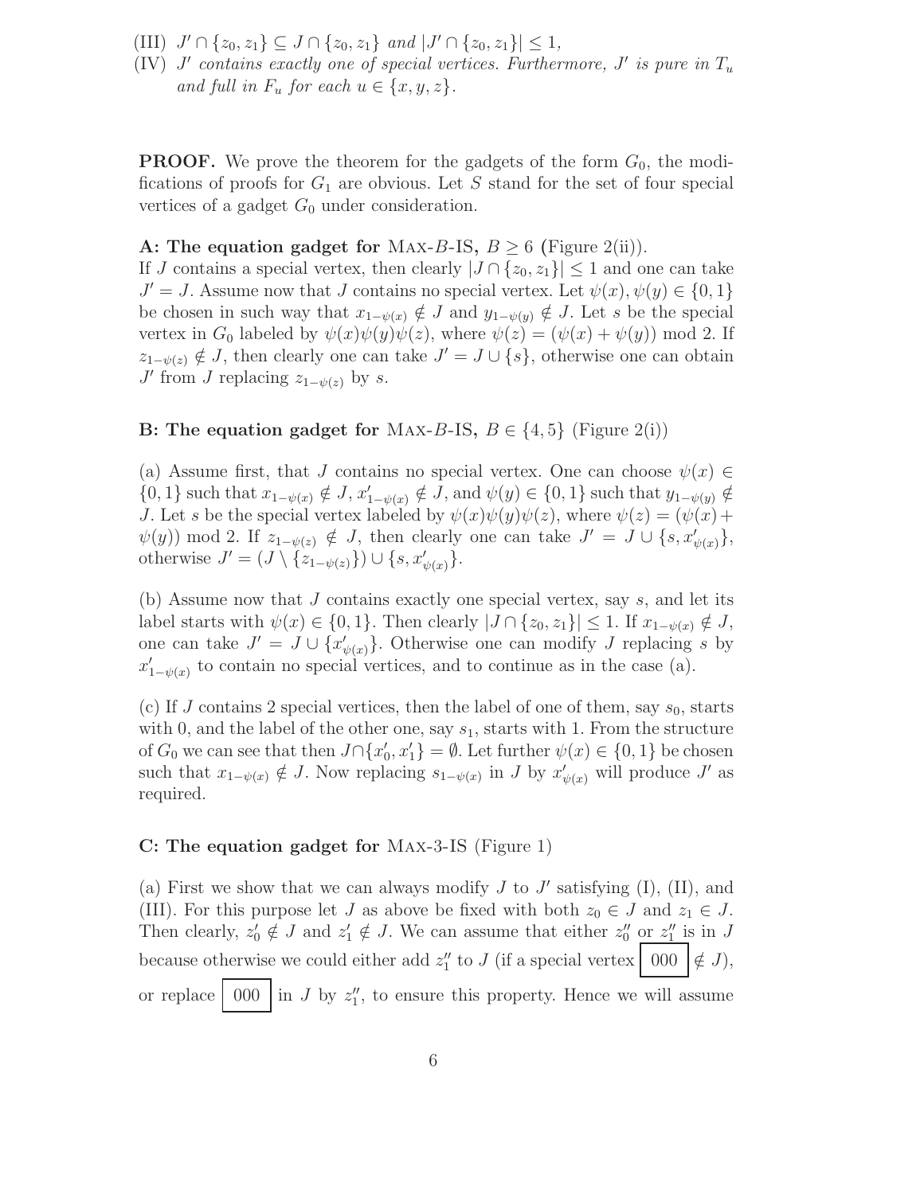(III) $J' \cap \{z_0, z_1\} \subseteq J \cap \{z_0, z_1\}$ *and* $|J' \cap \{z_0, z_1\}| \leq 1$,

(IV) $J'$ *contains exactly one of special vertices. Furthermore,* $J'$ *is pure in* $T_u$ *and full in* $F_u$ *for each* $u \in \{x, y, z\}$.

**PROOF.** We prove the theorem for the gadgets of the form $G_0$, the modifications of proofs for $G_1$ are obvious. Let $S$ stand for the set of four special vertices of a gadget $G_0$ under consideration.

**A: The equation gadget for** MAX-$B$-IS, $B \geq 6$ **(**Figure 2(ii)).

If $J$ contains a special vertex, then clearly $|J \cap \{z_0, z_1\}| \leq 1$ and one can take $J' = J$. Assume now that $J$ contains no special vertex. Let $\psi(x), \psi(y) \in \{0, 1\}$ be chosen in such way that $x_{1-\psi(x)} \notin J$ and $y_{1-\psi(y)} \notin J$. Let $s$ be the special vertex in $G_0$ labeled by $\psi(x)\psi(y)\psi(z)$, where $\psi(z) = (\psi(x) + \psi(y)) \bmod 2$. If $z_{1-\psi(z)} \notin J$, then clearly one can take $J' = J \cup \{s\}$, otherwise one can obtain $J'$ from $J$ replacing $z_{1-\psi(z)}$ by $s$.

**B: The equation gadget for** MAX-$B$-IS, $B \in \{4, 5\}$ (Figure 2(i))

(a) Assume first, that $J$ contains no special vertex. One can choose $\psi(x) \in \{0, 1\}$ such that $x_{1-\psi(x)} \notin J$, $x'_{1-\psi(x)} \notin J$, and $\psi(y) \in \{0, 1\}$ such that $y_{1-\psi(y)} \notin J$. Let $s$ be the special vertex labeled by $\psi(x)\psi(y)\psi(z)$, where $\psi(z) = (\psi(x) + \psi(y)) \bmod 2$. If $z_{1-\psi(z)} \notin J$, then clearly one can take $J' = J \cup \{s, x'_{\psi(x)}\}$, otherwise $J' = (J \setminus \{z_{1-\psi(z)}\}) \cup \{s, x'_{\psi(x)}\}$.

(b) Assume now that $J$ contains exactly one special vertex, say $s$, and let its label starts with $\psi(x) \in \{0, 1\}$. Then clearly $|J \cap \{z_0, z_1\}| \leq 1$. If $x_{1-\psi(x)} \notin J$, one can take $J' = J \cup \{x'_{\psi(x)}\}$. Otherwise one can modify $J$ replacing $s$ by $x'_{1-\psi(x)}$ to contain no special vertices, and to continue as in the case (a).

(c) If $J$ contains 2 special vertices, then the label of one of them, say $s_0$, starts with 0, and the label of the other one, say $s_1$, starts with 1. From the structure of $G_0$ we can see that then $J \cap \{x'_0, x'_1\} = \emptyset$. Let further $\psi(x) \in \{0, 1\}$ be chosen such that $x_{1-\psi(x)} \notin J$. Now replacing $s_{1-\psi(x)}$ in $J$ by $x'_{\psi(x)}$ will produce $J'$ as required.

**C: The equation gadget for** MAX-3-IS (Figure 1)

(a) First we show that we can always modify $J$ to $J'$ satisfying (I), (II), and (III). For this purpose let $J$ as above be fixed with both $z_0 \in J$ and $z_1 \in J$. Then clearly, $z'_0 \notin J$ and $z'_1 \notin J$. We can assume that either $z''_0$ or $z''_1$ is in $J$ because otherwise we could either add $z''_1$ to $J$ (if a special vertex $\boxed{000} \notin J$), or replace $\boxed{000}$ in $J$ by $z''_1$, to ensure this property. Hence we will assume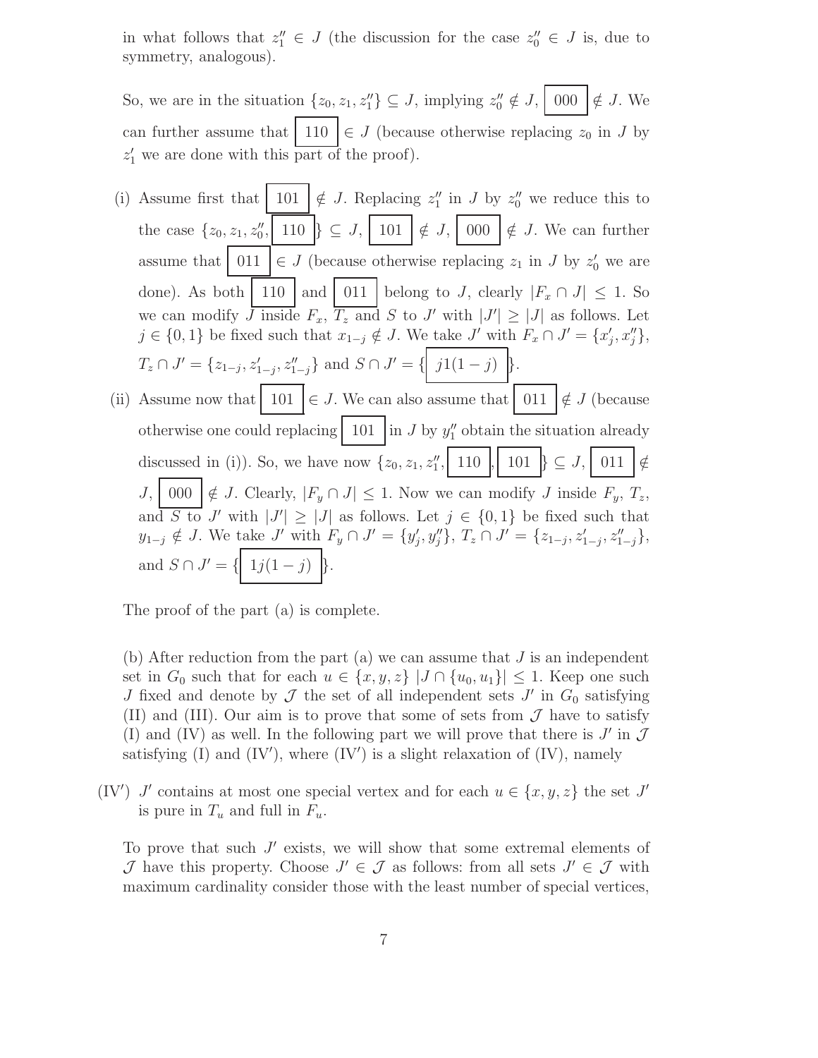in what follows that $z''_1 \in J$ (the discussion for the case $z''_0 \in J$ is, due to symmetry, analogous).

So, we are in the situation $\{z_0, z_1, z''_1\} \subseteq J$, implying $z''_0 \notin J$, $\boxed{000} \notin J$. We can further assume that $\boxed{110} \in J$ (because otherwise replacing $z_0$ in $J$ by $z'_1$ we are done with this part of the proof).

(i) Assume first that $\boxed{101} \notin J$. Replacing $z''_1$ in $J$ by $z''_0$ we reduce this to the case $\{z_0, z_1, z''_0, \boxed{110}\} \subseteq J$, $\boxed{101} \notin J$, $\boxed{000} \notin J$. We can further assume that $\boxed{011} \in J$ (because otherwise replacing $z_1$ in $J$ by $z'_0$ we are done). As both $\boxed{110}$ and $\boxed{011}$ belong to $J$, clearly $|F_x \cap J| \leq 1$. So we can modify $J$ inside $F_x$, $T_z$ and $S$ to $J'$ with $|J'| \geq |J|$ as follows. Let $j \in \{0,1\}$ be fixed such that $x_{1-j} \notin J$. We take $J'$ with $F_x \cap J' = \{x'_j, x''_j\}$, $T_z \cap J' = \{z_{1-j}, z'_{1-j}, z''_{1-j}\}$ and $S \cap J' = \{\boxed{j1(1-j)}\}$.

(ii) Assume now that $\boxed{101} \in J$. We can also assume that $\boxed{011} \notin J$ (because otherwise one could replacing $\boxed{101}$ in $J$ by $y''_1$ obtain the situation already discussed in (i)). So, we have now $\{z_0, z_1, z''_1, \boxed{110}, \boxed{101}\} \subseteq J$, $\boxed{011} \notin J$, $\boxed{000} \notin J$. Clearly, $|F_y \cap J| \leq 1$. Now we can modify $J$ inside $F_y$, $T_z$, and $S$ to $J'$ with $|J'| \geq |J|$ as follows. Let $j \in \{0,1\}$ be fixed such that $y_{1-j} \notin J$. We take $J'$ with $F_y \cap J' = \{y'_j, y''_j\}$, $T_z \cap J' = \{z_{1-j}, z'_{1-j}, z''_{1-j}\}$, and $S \cap J' = \{\boxed{1j(1-j)}\}$.

The proof of the part (a) is complete.

(b) After reduction from the part (a) we can assume that $J$ is an independent set in $G_0$ such that for each $u \in \{x, y, z\}$ $|J \cap \{u_0, u_1\}| \leq 1$. Keep one such $J$ fixed and denote by $\mathcal{J}$ the set of all independent sets $J'$ in $G_0$ satisfying (II) and (III). Our aim is to prove that some of sets from $\mathcal{J}$ have to satisfy (I) and (IV) as well. In the following part we will prove that there is $J'$ in $\mathcal{J}$ satisfying (I) and (IV′), where (IV′) is a slight relaxation of (IV), namely

(IV′) $J'$ contains at most one special vertex and for each $u \in \{x, y, z\}$ the set $J'$ is pure in $T_u$ and full in $F_u$.

To prove that such $J'$ exists, we will show that some extremal elements of $\mathcal{J}$ have this property. Choose $J' \in \mathcal{J}$ as follows: from all sets $J' \in \mathcal{J}$ with maximum cardinality consider those with the least number of special vertices,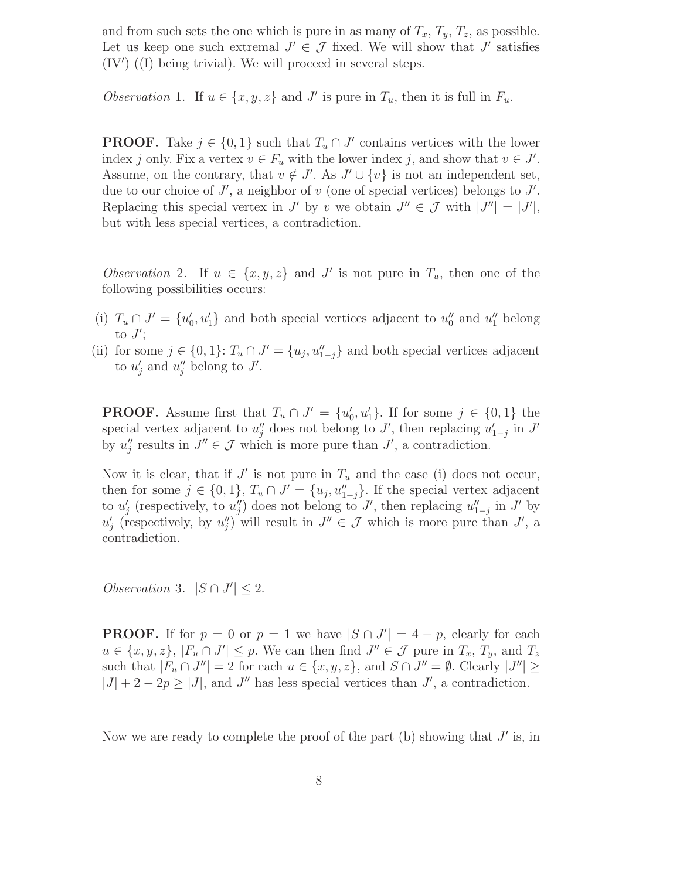and from such sets the one which is pure in as many of $T_x$, $T_y$, $T_z$, as possible. Let us keep one such extremal $J' \in \mathcal{J}$ fixed. We will show that $J'$ satisfies (IV$'$) ((I) being trivial). We will proceed in several steps.

*Observation* 1. If $u \in \{x, y, z\}$ and $J'$ is pure in $T_u$, then it is full in $F_u$.

**PROOF.** Take $j \in \{0, 1\}$ such that $T_u \cap J'$ contains vertices with the lower index $j$ only. Fix a vertex $v \in F_u$ with the lower index $j$, and show that $v \in J'$. Assume, on the contrary, that $v \notin J'$. As $J' \cup \{v\}$ is not an independent set, due to our choice of $J'$, a neighbor of $v$ (one of special vertices) belongs to $J'$. Replacing this special vertex in $J'$ by $v$ we obtain $J'' \in \mathcal{J}$ with $|J''| = |J'|$, but with less special vertices, a contradiction.

*Observation* 2. If $u \in \{x, y, z\}$ and $J'$ is not pure in $T_u$, then one of the following possibilities occurs:

(i) $T_u \cap J' = \{u'_0, u'_1\}$ and both special vertices adjacent to $u''_0$ and $u''_1$ belong to $J'$;

(ii) for some $j \in \{0, 1\}$: $T_u \cap J' = \{u_j, u''_{1-j}\}$ and both special vertices adjacent to $u'_j$ and $u''_j$ belong to $J'$.

**PROOF.** Assume first that $T_u \cap J' = \{u'_0, u'_1\}$. If for some $j \in \{0, 1\}$ the special vertex adjacent to $u''_j$ does not belong to $J'$, then replacing $u'_{1-j}$ in $J'$ by $u''_j$ results in $J'' \in \mathcal{J}$ which is more pure than $J'$, a contradiction.

Now it is clear, that if $J'$ is not pure in $T_u$ and the case (i) does not occur, then for some $j \in \{0, 1\}$, $T_u \cap J' = \{u_j, u''_{1-j}\}$. If the special vertex adjacent to $u'_j$ (respectively, to $u''_j$) does not belong to $J'$, then replacing $u''_{1-j}$ in $J'$ by $u'_j$ (respectively, by $u''_j$) will result in $J'' \in \mathcal{J}$ which is more pure than $J'$, a contradiction.

*Observation* 3. $|S \cap J'| \le 2$.

**PROOF.** If for $p = 0$ or $p = 1$ we have $|S \cap J'| = 4 - p$, clearly for each $u \in \{x, y, z\}$, $|F_u \cap J'| \le p$. We can then find $J'' \in \mathcal{J}$ pure in $T_x$, $T_y$, and $T_z$ such that $|F_u \cap J''| = 2$ for each $u \in \{x, y, z\}$, and $S \cap J'' = \emptyset$. Clearly $|J''| \ge |J| + 2 - 2p \ge |J|$, and $J''$ has less special vertices than $J'$, a contradiction.

Now we are ready to complete the proof of the part (b) showing that $J'$ is, in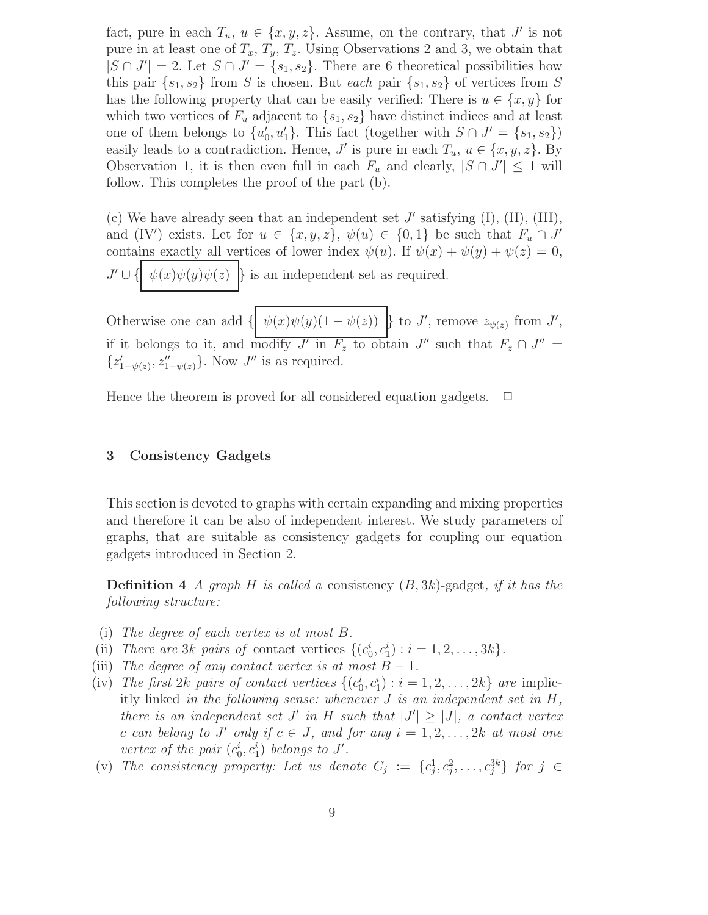fact, pure in each $T_u$, $u \in \{x, y, z\}$. Assume, on the contrary, that $J'$ is not pure in at least one of $T_x$, $T_y$, $T_z$. Using Observations 2 and 3, we obtain that $|S \cap J'| = 2$. Let $S \cap J' = \{s_1, s_2\}$. There are 6 theoretical possibilities how this pair $\{s_1, s_2\}$ from $S$ is chosen. But *each* pair $\{s_1, s_2\}$ of vertices from $S$ has the following property that can be easily verified: There is $u \in \{x, y\}$ for which two vertices of $F_u$ adjacent to $\{s_1, s_2\}$ have distinct indices and at least one of them belongs to $\{u'_0, u'_1\}$. This fact (together with $S \cap J' = \{s_1, s_2\}$) easily leads to a contradiction. Hence, $J'$ is pure in each $T_u$, $u \in \{x, y, z\}$. By Observation 1, it is then even full in each $F_u$ and clearly, $|S \cap J'| \leq 1$ will follow. This completes the proof of the part (b).

(c) We have already seen that an independent set $J'$ satisfying (I), (II), (III), and (IV′) exists. Let for $u \in \{x, y, z\}$, $\psi(u) \in \{0, 1\}$ be such that $F_u \cap J'$ contains exactly all vertices of lower index $\psi(u)$. If $\psi(x) + \psi(y) + \psi(z) = 0$, $J' \cup \{\boxed{\psi(x)\psi(y)\psi(z)}\}$ is an independent set as required.

Otherwise one can add $\{\boxed{\psi(x)\psi(y)(1 - \psi(z))}\}$ to $J'$, remove $z_{\psi(z)}$ from $J'$, if it belongs to it, and modify $J'$ in $F_z$ to obtain $J''$ such that $F_z \cap J'' = \{z'_{1-\psi(z)}, z''_{1-\psi(z)}\}$. Now $J''$ is as required.

Hence the theorem is proved for all considered equation gadgets. $\square$

## 3 Consistency Gadgets

This section is devoted to graphs with certain expanding and mixing properties and therefore it can be also of independent interest. We study parameters of graphs, that are suitable as consistency gadgets for coupling our equation gadgets introduced in Section 2.

**Definition 4** *A graph $H$ is called a* consistency $(B, 3k)$-gadget*, if it has the following structure:*

- (i) *The degree of each vertex is at most $B$.*
- (ii) *There are $3k$ pairs of* contact vertices $\{(c_0^i, c_1^i) : i = 1, 2, \ldots, 3k\}$.
- (iii) *The degree of any contact vertex is at most $B - 1$.*
- (iv) *The first $2k$ pairs of contact vertices $\{(c_0^i, c_1^i) : i = 1, 2, \ldots, 2k\}$ are* implicitly linked *in the following sense: whenever $J$ is an independent set in $H$, there is an independent set $J'$ in $H$ such that $|J'| \geq |J|$, a contact vertex $c$ can belong to $J'$ only if $c \in J$, and for any $i = 1, 2, \ldots, 2k$ at most one vertex of the pair $(c_0^i, c_1^i)$ belongs to $J'$.*
- (v) *The consistency property: Let us denote $C_j := \{c_j^1, c_j^2, \ldots, c_j^{3k}\}$ for $j \in$*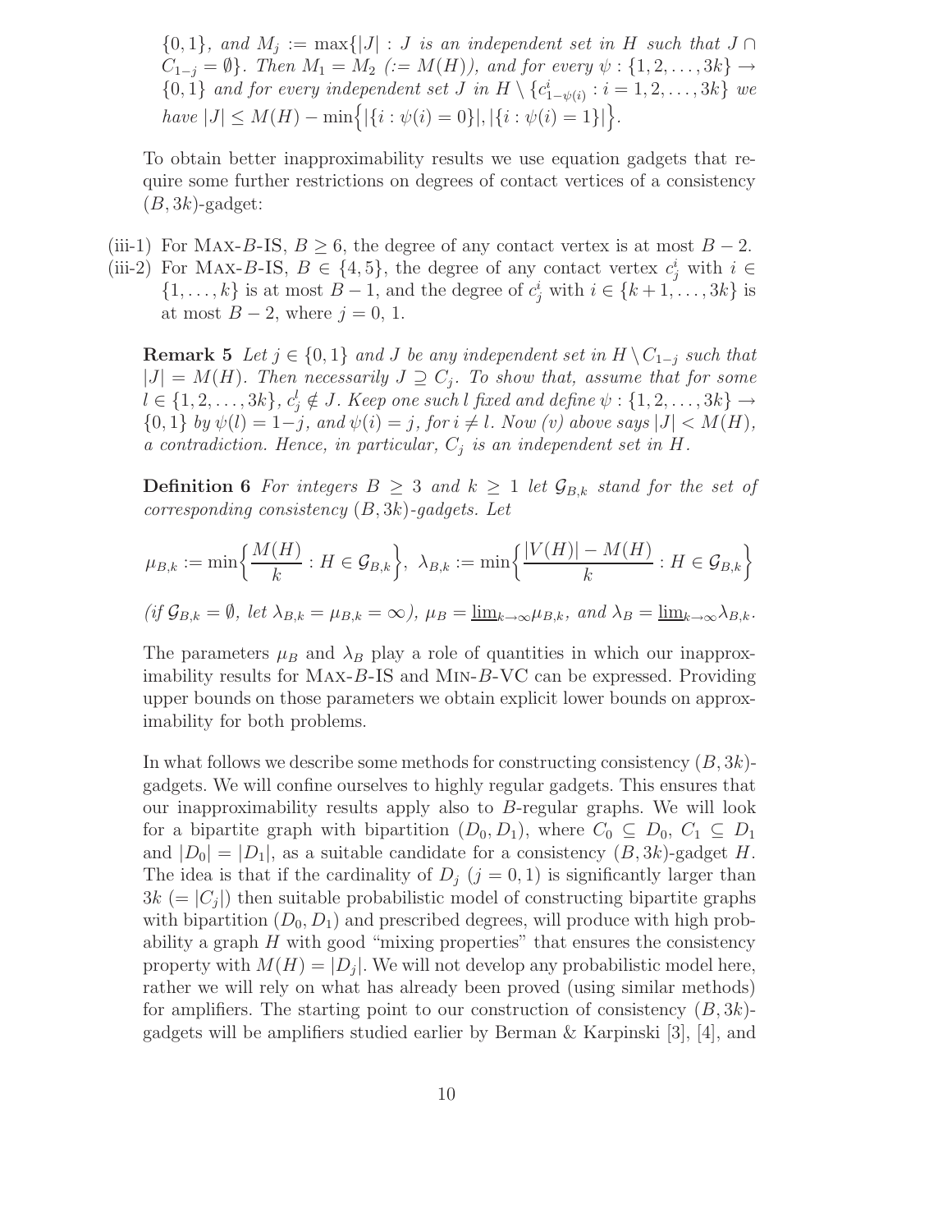*$\{0,1\}$, and $M_j := \max\{|J| : J$ is an independent set in $H$ such that $J \cap C_{1-j} = \emptyset\}$. Then $M_1 = M_2$ $(:= M(H))$, and for every $\psi : \{1, 2, \ldots, 3k\} \to \{0, 1\}$ and for every independent set $J$ in $H \setminus \{c^i_{1-\psi(i)} : i = 1, 2, \ldots, 3k\}$ we have $|J| \leq M(H) - \min\Big\{|\{i : \psi(i) = 0\}|, |\{i : \psi(i) = 1\}|\Big\}$.*

To obtain better inapproximability results we use equation gadgets that require some further restrictions on degrees of contact vertices of a consistency $(B, 3k)$-gadget:

(iii-1) For Max-$B$-IS, $B \geq 6$, the degree of any contact vertex is at most $B - 2$.
(iii-2) For Max-$B$-IS, $B \in \{4, 5\}$, the degree of any contact vertex $c^i_j$ with $i \in \{1, \ldots, k\}$ is at most $B - 1$, and the degree of $c^i_j$ with $i \in \{k+1, \ldots, 3k\}$ is at most $B - 2$, where $j = 0, 1$.

**Remark 5** *Let $j \in \{0, 1\}$ and $J$ be any independent set in $H \setminus C_{1-j}$ such that $|J| = M(H)$. Then necessarily $J \supseteq C_j$. To show that, assume that for some $l \in \{1, 2, \ldots, 3k\}$, $c^l_j \notin J$. Keep one such $l$ fixed and define $\psi : \{1, 2, \ldots, 3k\} \to \{0, 1\}$ by $\psi(l) = 1-j$, and $\psi(i) = j$, for $i \neq l$. Now (v) above says $|J| < M(H)$, a contradiction. Hence, in particular, $C_j$ is an independent set in $H$.*

**Definition 6** *For integers $B \geq 3$ and $k \geq 1$ let $\mathcal{G}_{B,k}$ stand for the set of corresponding consistency $(B, 3k)$-gadgets. Let*

$$\mu_{B,k} := \min\Big\{\frac{M(H)}{k} : H \in \mathcal{G}_{B,k}\Big\},\ \lambda_{B,k} := \min\Big\{\frac{|V(H)| - M(H)}{k} : H \in \mathcal{G}_{B,k}\Big\}$$

*(if $\mathcal{G}_{B,k} = \emptyset$, let $\lambda_{B,k} = \mu_{B,k} = \infty$), $\mu_B = \underline{\lim}_{k\to\infty}\mu_{B,k}$, and $\lambda_B = \underline{\lim}_{k\to\infty}\lambda_{B,k}$.*

The parameters $\mu_B$ and $\lambda_B$ play a role of quantities in which our inapproximability results for Max-$B$-IS and Min-$B$-VC can be expressed. Providing upper bounds on those parameters we obtain explicit lower bounds on approximability for both problems.

In what follows we describe some methods for constructing consistency $(B, 3k)$-gadgets. We will confine ourselves to highly regular gadgets. This ensures that our inapproximability results apply also to $B$-regular graphs. We will look for a bipartite graph with bipartition $(D_0, D_1)$, where $C_0 \subseteq D_0$, $C_1 \subseteq D_1$ and $|D_0| = |D_1|$, as a suitable candidate for a consistency $(B, 3k)$-gadget $H$. The idea is that if the cardinality of $D_j$ $(j = 0, 1)$ is significantly larger than $3k$ $(= |C_j|)$ then suitable probabilistic model of constructing bipartite graphs with bipartition $(D_0, D_1)$ and prescribed degrees, will produce with high probability a graph $H$ with good "mixing properties" that ensures the consistency property with $M(H) = |D_j|$. We will not develop any probabilistic model here, rather we will rely on what has already been proved (using similar methods) for amplifiers. The starting point to our construction of consistency $(B, 3k)$-gadgets will be amplifiers studied earlier by Berman & Karpinski [3], [4], and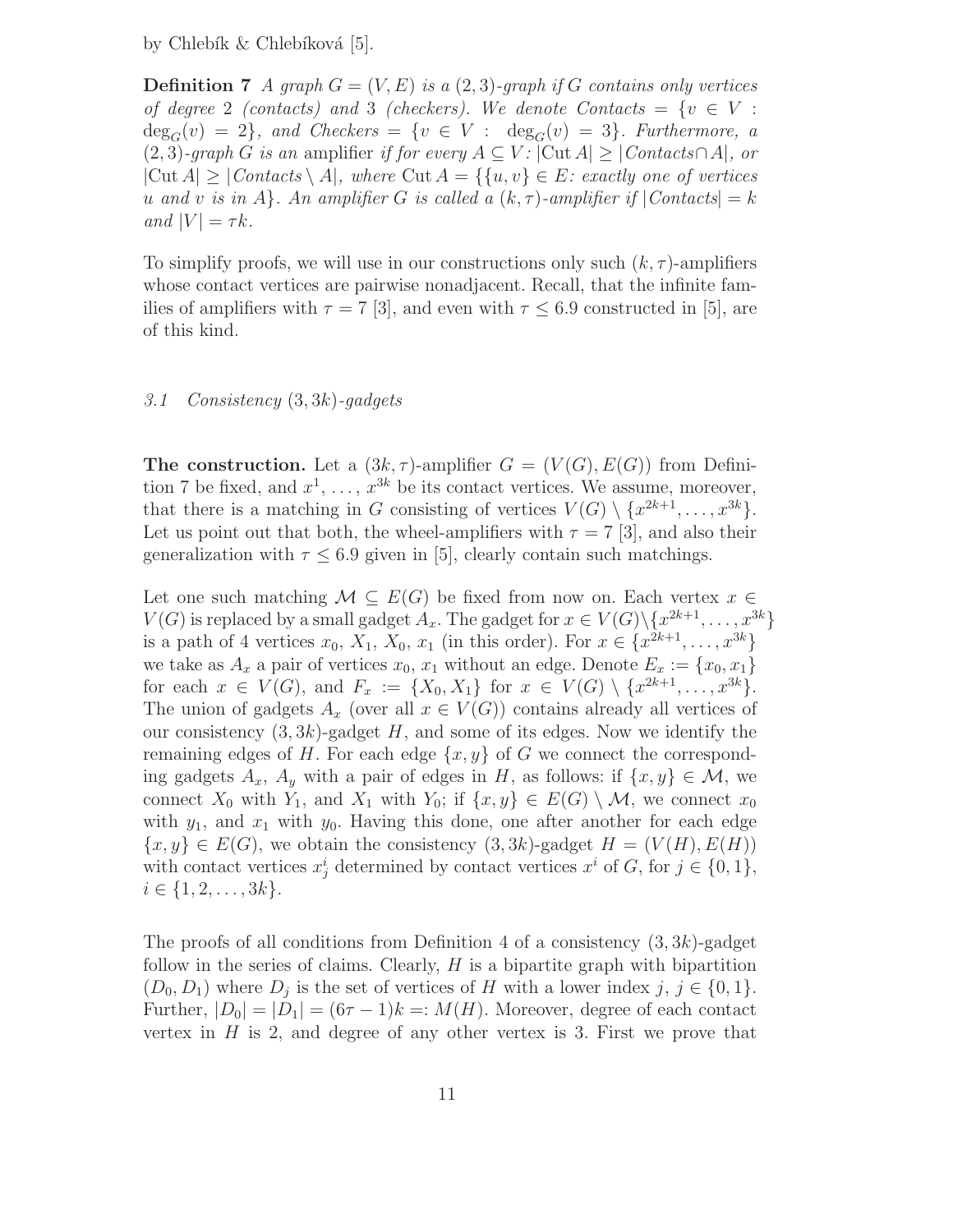by Chlebík & Chlebíková [5].

**Definition 7** *A graph $G = (V, E)$ is a $(2,3)$-graph if $G$ contains only vertices of degree 2 (contacts) and 3 (checkers). We denote $Contacts = \{v \in V : \deg_G(v) = 2\}$, and $Checkers = \{v \in V : \deg_G(v) = 3\}$. Furthermore, a $(2,3)$-graph $G$ is an* amplifier *if for every $A \subseteq V$: $|\mathrm{Cut}\, A| \geq |Contacts \cap A|$, or $|\mathrm{Cut}\, A| \geq |Contacts \setminus A|$, where $\mathrm{Cut}\, A = \{\{u, v\} \in E$: exactly one of vertices $u$ and $v$ is in $A\}$. An amplifier $G$ is called a $(k, \tau)$-amplifier if $|Contacts| = k$ and $|V| = \tau k$.*

To simplify proofs, we will use in our constructions only such $(k, \tau)$-amplifiers whose contact vertices are pairwise nonadjacent. Recall, that the infinite families of amplifiers with $\tau = 7$ [3], and even with $\tau \leq 6.9$ constructed in [5], are of this kind.

### 3.1 Consistency $(3, 3k)$-gadgets

**The construction.** Let a $(3k, \tau)$-amplifier $G = (V(G), E(G))$ from Definition 7 be fixed, and $x^1, \ldots, x^{3k}$ be its contact vertices. We assume, moreover, that there is a matching in $G$ consisting of vertices $V(G) \setminus \{x^{2k+1}, \ldots, x^{3k}\}$. Let us point out that both, the wheel-amplifiers with $\tau = 7$ [3], and also their generalization with $\tau \leq 6.9$ given in [5], clearly contain such matchings.

Let one such matching $\mathcal{M} \subseteq E(G)$ be fixed from now on. Each vertex $x \in V(G)$ is replaced by a small gadget $A_x$. The gadget for $x \in V(G) \setminus \{x^{2k+1}, \ldots, x^{3k}\}$ is a path of 4 vertices $x_0$, $X_1$, $X_0$, $x_1$ (in this order). For $x \in \{x^{2k+1}, \ldots, x^{3k}\}$ we take as $A_x$ a pair of vertices $x_0$, $x_1$ without an edge. Denote $E_x := \{x_0, x_1\}$ for each $x \in V(G)$, and $F_x := \{X_0, X_1\}$ for $x \in V(G) \setminus \{x^{2k+1}, \ldots, x^{3k}\}$. The union of gadgets $A_x$ (over all $x \in V(G)$) contains already all vertices of our consistency $(3, 3k)$-gadget $H$, and some of its edges. Now we identify the remaining edges of $H$. For each edge $\{x, y\}$ of $G$ we connect the corresponding gadgets $A_x$, $A_y$ with a pair of edges in $H$, as follows: if $\{x, y\} \in \mathcal{M}$, we connect $X_0$ with $Y_1$, and $X_1$ with $Y_0$; if $\{x, y\} \in E(G) \setminus \mathcal{M}$, we connect $x_0$ with $y_1$, and $x_1$ with $y_0$. Having this done, one after another for each edge $\{x, y\} \in E(G)$, we obtain the consistency $(3, 3k)$-gadget $H = (V(H), E(H))$ with contact vertices $x^i_j$ determined by contact vertices $x^i$ of $G$, for $j \in \{0, 1\}$, $i \in \{1, 2, \ldots, 3k\}$.

The proofs of all conditions from Definition 4 of a consistency $(3, 3k)$-gadget follow in the series of claims. Clearly, $H$ is a bipartite graph with bipartition $(D_0, D_1)$ where $D_j$ is the set of vertices of $H$ with a lower index $j$, $j \in \{0, 1\}$. Further, $|D_0| = |D_1| = (6\tau - 1)k =: M(H)$. Moreover, degree of each contact vertex in $H$ is 2, and degree of any other vertex is 3. First we prove that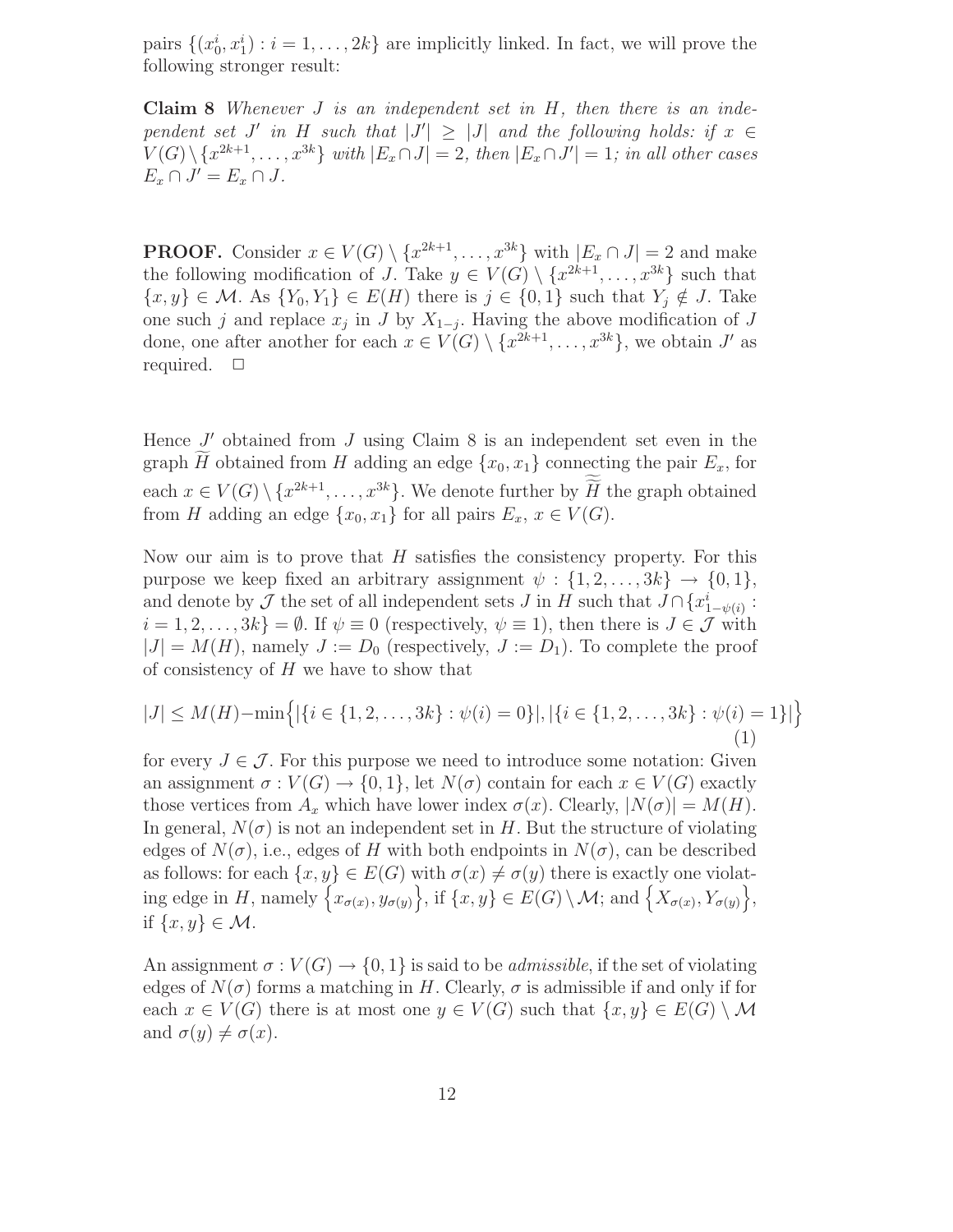pairs $\{(x_0^i, x_1^i) : i = 1, \ldots, 2k\}$ are implicitly linked. In fact, we will prove the following stronger result:

**Claim 8** *Whenever $J$ is an independent set in $H$, then there is an independent set $J'$ in $H$ such that $|J'| \geq |J|$ and the following holds: if $x \in V(G) \setminus \{x^{2k+1}, \ldots, x^{3k}\}$ with $|E_x \cap J| = 2$, then $|E_x \cap J'| = 1$; in all other cases $E_x \cap J' = E_x \cap J$.*

**PROOF.** Consider $x \in V(G) \setminus \{x^{2k+1}, \ldots, x^{3k}\}$ with $|E_x \cap J| = 2$ and make the following modification of $J$. Take $y \in V(G) \setminus \{x^{2k+1}, \ldots, x^{3k}\}$ such that $\{x, y\} \in \mathcal{M}$. As $\{Y_0, Y_1\} \in E(H)$ there is $j \in \{0, 1\}$ such that $Y_j \notin J$. Take one such $j$ and replace $x_j$ in $J$ by $X_{1-j}$. Having the above modification of $J$ done, one after another for each $x \in V(G) \setminus \{x^{2k+1}, \ldots, x^{3k}\}$, we obtain $J'$ as required. $\square$

Hence $J'$ obtained from $J$ using Claim 8 is an independent set even in the graph $\widetilde{H}$ obtained from $H$ adding an edge $\{x_0, x_1\}$ connecting the pair $E_x$, for each $x \in V(G) \setminus \{x^{2k+1}, \ldots, x^{3k}\}$. We denote further by $\widetilde{\widetilde{H}}$ the graph obtained from $H$ adding an edge $\{x_0, x_1\}$ for all pairs $E_x$, $x \in V(G)$.

Now our aim is to prove that $H$ satisfies the consistency property. For this purpose we keep fixed an arbitrary assignment $\psi : \{1, 2, \ldots, 3k\} \to \{0, 1\}$, and denote by $\mathcal{J}$ the set of all independent sets $J$ in $H$ such that $J \cap \{x_{1-\psi(i)}^i : i = 1, 2, \ldots, 3k\} = \emptyset$. If $\psi \equiv 0$ (respectively, $\psi \equiv 1$), then there is $J \in \mathcal{J}$ with $|J| = M(H)$, namely $J := D_0$ (respectively, $J := D_1$). To complete the proof of consistency of $H$ we have to show that

$$|J| \leq M(H) - \min\Big\{|\{i \in \{1, 2, \ldots, 3k\} : \psi(i) = 0\}|, |\{i \in \{1, 2, \ldots, 3k\} : \psi(i) = 1\}|\Big\} \quad (1)$$

for every $J \in \mathcal{J}$. For this purpose we need to introduce some notation: Given an assignment $\sigma : V(G) \to \{0, 1\}$, let $N(\sigma)$ contain for each $x \in V(G)$ exactly those vertices from $A_x$ which have lower index $\sigma(x)$. Clearly, $|N(\sigma)| = M(H)$. In general, $N(\sigma)$ is not an independent set in $H$. But the structure of violating edges of $N(\sigma)$, i.e., edges of $H$ with both endpoints in $N(\sigma)$, can be described as follows: for each $\{x, y\} \in E(G)$ with $\sigma(x) \neq \sigma(y)$ there is exactly one violating edge in $H$, namely $\big\{x_{\sigma(x)}, y_{\sigma(y)}\big\}$, if $\{x, y\} \in E(G) \setminus \mathcal{M}$; and $\big\{X_{\sigma(x)}, Y_{\sigma(y)}\big\}$, if $\{x, y\} \in \mathcal{M}$.

An assignment $\sigma : V(G) \to \{0, 1\}$ is said to be *admissible*, if the set of violating edges of $N(\sigma)$ forms a matching in $H$. Clearly, $\sigma$ is admissible if and only if for each $x \in V(G)$ there is at most one $y \in V(G)$ such that $\{x, y\} \in E(G) \setminus \mathcal{M}$ and $\sigma(y) \neq \sigma(x)$.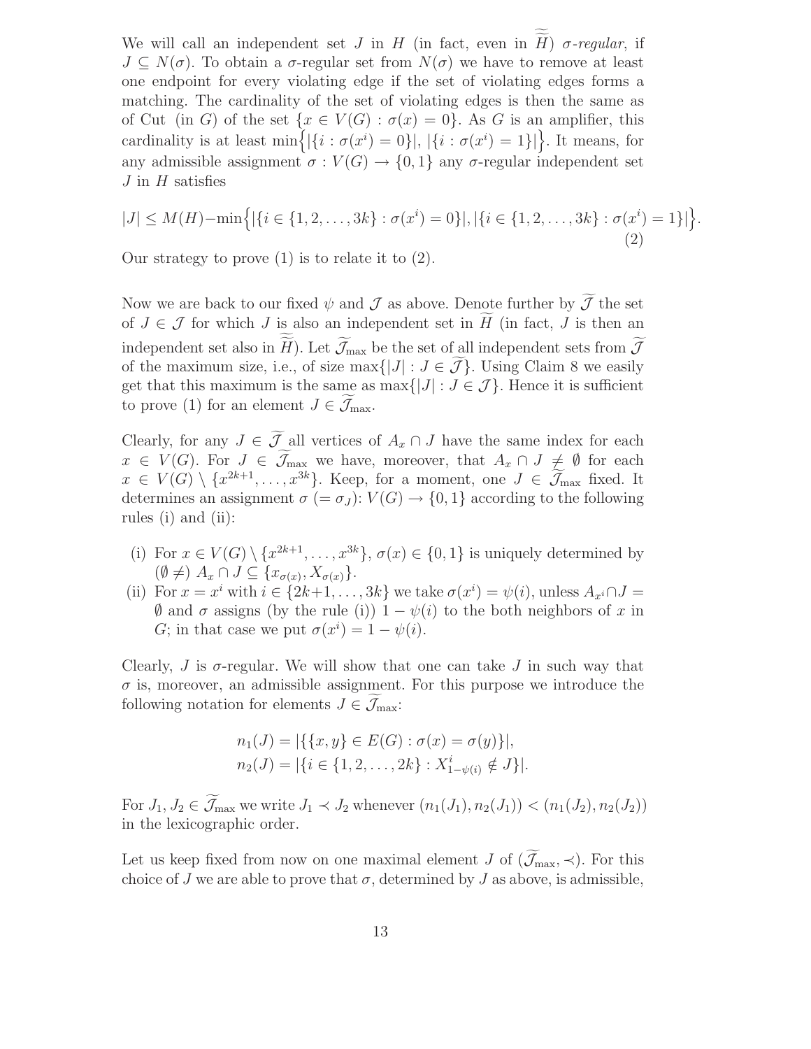We will call an independent set $J$ in $H$ (in fact, even in $\widetilde{\widetilde{H}}$) *σ-regular*, if $J \subseteq N(\sigma)$. To obtain a σ-regular set from $N(\sigma)$ we have to remove at least one endpoint for every violating edge if the set of violating edges forms a matching. The cardinality of the set of violating edges is then the same as of Cut (in $G$) of the set $\{x \in V(G) : \sigma(x) = 0\}$. As $G$ is an amplifier, this cardinality is at least $\min\Big\{|\{i : \sigma(x^i) = 0\}|, |\{i : \sigma(x^i) = 1\}|\Big\}$. It means, for any admissible assignment $\sigma : V(G) \to \{0, 1\}$ any σ-regular independent set $J$ in $H$ satisfies

$$|J| \leq M(H) - \min\Big\{|\{i \in \{1, 2, \ldots, 3k\} : \sigma(x^i) = 0\}|, |\{i \in \{1, 2, \ldots, 3k\} : \sigma(x^i) = 1\}|\Big\}. \tag{2}$$

Our strategy to prove (1) is to relate it to (2).

Now we are back to our fixed $\psi$ and $\mathcal{J}$ as above. Denote further by $\widetilde{\mathcal{J}}$ the set of $J \in \mathcal{J}$ for which $J$ is also an independent set in $\widetilde{H}$ (in fact, $J$ is then an independent set also in $\widetilde{\widetilde{H}}$). Let $\widetilde{\mathcal{J}}_{\max}$ be the set of all independent sets from $\widetilde{\mathcal{J}}$ of the maximum size, i.e., of size $\max\{|J| : J \in \widetilde{\mathcal{J}}\}$. Using Claim 8 we easily get that this maximum is the same as $\max\{|J| : J \in \mathcal{J}\}$. Hence it is sufficient to prove (1) for an element $J \in \widetilde{\mathcal{J}}_{\max}$.

Clearly, for any $J \in \widetilde{\mathcal{J}}$ all vertices of $A_x \cap J$ have the same index for each $x \in V(G)$. For $J \in \widetilde{\mathcal{J}}_{\max}$ we have, moreover, that $A_x \cap J \neq \emptyset$ for each $x \in V(G) \setminus \{x^{2k+1}, \ldots, x^{3k}\}$. Keep, for a moment, one $J \in \widetilde{\mathcal{J}}_{\max}$ fixed. It determines an assignment $\sigma$ $(= \sigma_J)$: $V(G) \to \{0, 1\}$ according to the following rules (i) and (ii):

- (i) For $x \in V(G) \setminus \{x^{2k+1}, \ldots, x^{3k}\}$, $\sigma(x) \in \{0, 1\}$ is uniquely determined by $(\emptyset \neq)$ $A_x \cap J \subseteq \{x_{\sigma(x)}, X_{\sigma(x)}\}$.
- (ii) For $x = x^i$ with $i \in \{2k+1, \ldots, 3k\}$ we take $\sigma(x^i) = \psi(i)$, unless $A_{x^i} \cap J = \emptyset$ and $\sigma$ assigns (by the rule (i)) $1 - \psi(i)$ to the both neighbors of $x$ in $G$; in that case we put $\sigma(x^i) = 1 - \psi(i)$.

Clearly, $J$ is σ-regular. We will show that one can take $J$ in such way that $\sigma$ is, moreover, an admissible assignment. For this purpose we introduce the following notation for elements $J \in \widetilde{\mathcal{J}}_{\max}$:

$$n_1(J) = |\{\{x, y\} \in E(G) : \sigma(x) = \sigma(y)\}|,$$
$$n_2(J) = |\{i \in \{1, 2, \ldots, 2k\} : X^i_{1-\psi(i)} \notin J\}|.$$

For $J_1, J_2 \in \widetilde{\mathcal{J}}_{\max}$ we write $J_1 \prec J_2$ whenever $(n_1(J_1), n_2(J_1)) < (n_1(J_2), n_2(J_2))$ in the lexicographic order.

Let us keep fixed from now on one maximal element $J$ of $(\widetilde{\mathcal{J}}_{\max}, \prec)$. For this choice of $J$ we are able to prove that $\sigma$, determined by $J$ as above, is admissible,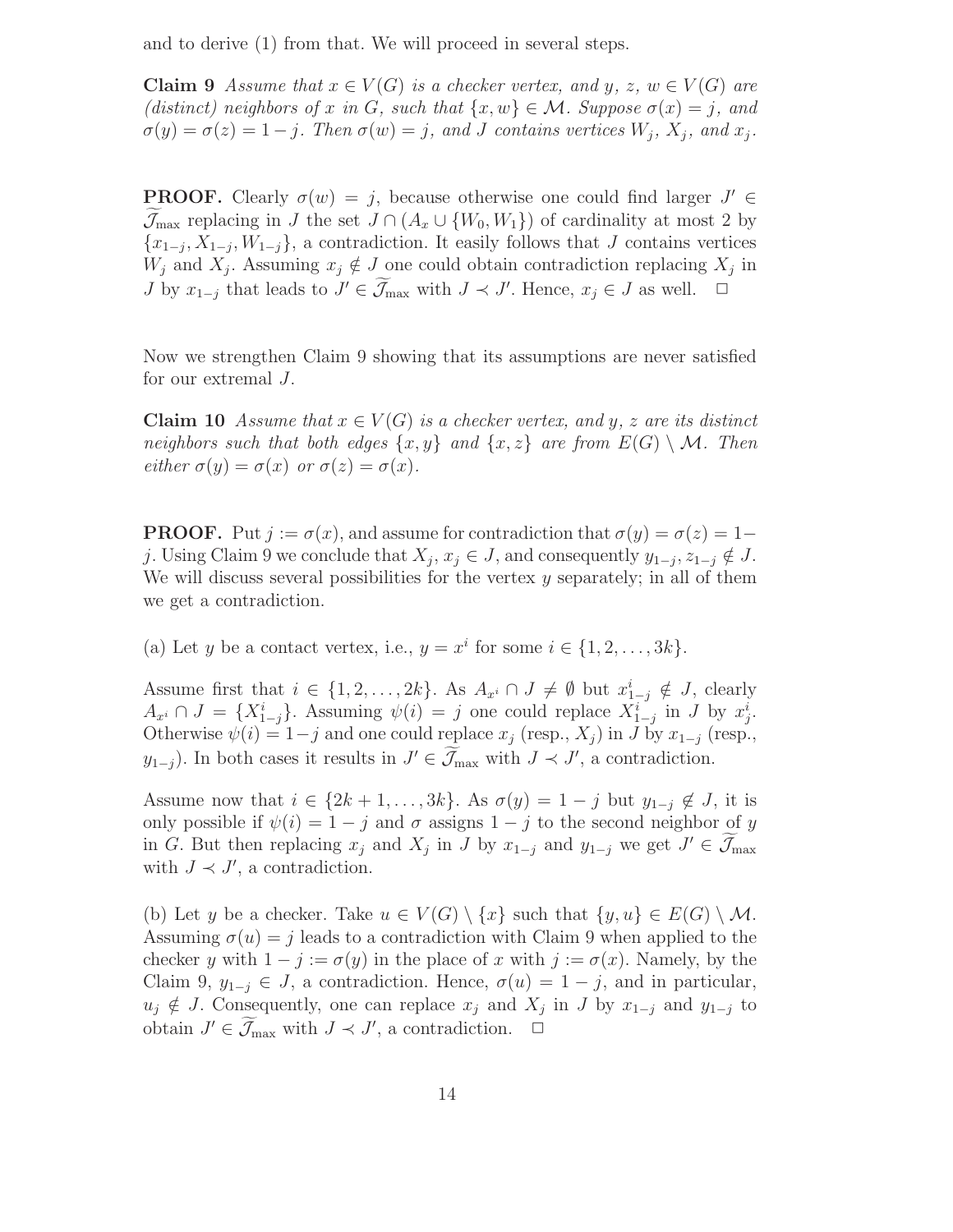and to derive (1) from that. We will proceed in several steps.

**Claim 9** *Assume that $x \in V(G)$ is a checker vertex, and $y$, $z$, $w \in V(G)$ are (distinct) neighbors of $x$ in $G$, such that $\{x, w\} \in \mathcal{M}$. Suppose $\sigma(x) = j$, and $\sigma(y) = \sigma(z) = 1 - j$. Then $\sigma(w) = j$, and $J$ contains vertices $W_j$, $X_j$, and $x_j$.*

**PROOF.** Clearly $\sigma(w) = j$, because otherwise one could find larger $J' \in \widetilde{\mathcal{J}}_{\max}$ replacing in $J$ the set $J \cap (A_x \cup \{W_0, W_1\})$ of cardinality at most 2 by $\{x_{1-j}, X_{1-j}, W_{1-j}\}$, a contradiction. It easily follows that $J$ contains vertices $W_j$ and $X_j$. Assuming $x_j \notin J$ one could obtain contradiction replacing $X_j$ in $J$ by $x_{1-j}$ that leads to $J' \in \widetilde{\mathcal{J}}_{\max}$ with $J \prec J'$. Hence, $x_j \in J$ as well. $\Box$

Now we strengthen Claim 9 showing that its assumptions are never satisfied for our extremal $J$.

**Claim 10** *Assume that $x \in V(G)$ is a checker vertex, and $y$, $z$ are its distinct neighbors such that both edges $\{x, y\}$ and $\{x, z\}$ are from $E(G) \setminus \mathcal{M}$. Then either $\sigma(y) = \sigma(x)$ or $\sigma(z) = \sigma(x)$.*

**PROOF.** Put $j := \sigma(x)$, and assume for contradiction that $\sigma(y) = \sigma(z) = 1 - j$. Using Claim 9 we conclude that $X_j, x_j \in J$, and consequently $y_{1-j}, z_{1-j} \notin J$. We will discuss several possibilities for the vertex $y$ separately; in all of them we get a contradiction.

(a) Let $y$ be a contact vertex, i.e., $y = x^i$ for some $i \in \{1, 2, \ldots, 3k\}$.

Assume first that $i \in \{1, 2, \ldots, 2k\}$. As $A_{x^i} \cap J \neq \emptyset$ but $x^i_{1-j} \notin J$, clearly $A_{x^i} \cap J = \{X^i_{1-j}\}$. Assuming $\psi(i) = j$ one could replace $X^i_{1-j}$ in $J$ by $x^i_j$. Otherwise $\psi(i) = 1 - j$ and one could replace $x_j$ (resp., $X_j$) in $J$ by $x_{1-j}$ (resp., $y_{1-j}$). In both cases it results in $J' \in \widetilde{\mathcal{J}}_{\max}$ with $J \prec J'$, a contradiction.

Assume now that $i \in \{2k + 1, \ldots, 3k\}$. As $\sigma(y) = 1 - j$ but $y_{1-j} \notin J$, it is only possible if $\psi(i) = 1 - j$ and $\sigma$ assigns $1 - j$ to the second neighbor of $y$ in $G$. But then replacing $x_j$ and $X_j$ in $J$ by $x_{1-j}$ and $y_{1-j}$ we get $J' \in \widetilde{\mathcal{J}}_{\max}$ with $J \prec J'$, a contradiction.

(b) Let $y$ be a checker. Take $u \in V(G) \setminus \{x\}$ such that $\{y, u\} \in E(G) \setminus \mathcal{M}$. Assuming $\sigma(u) = j$ leads to a contradiction with Claim 9 when applied to the checker $y$ with $1 - j := \sigma(y)$ in the place of $x$ with $j := \sigma(x)$. Namely, by the Claim 9, $y_{1-j} \in J$, a contradiction. Hence, $\sigma(u) = 1 - j$, and in particular, $u_j \notin J$. Consequently, one can replace $x_j$ and $X_j$ in $J$ by $x_{1-j}$ and $y_{1-j}$ to obtain $J' \in \widetilde{\mathcal{J}}_{\max}$ with $J \prec J'$, a contradiction. $\Box$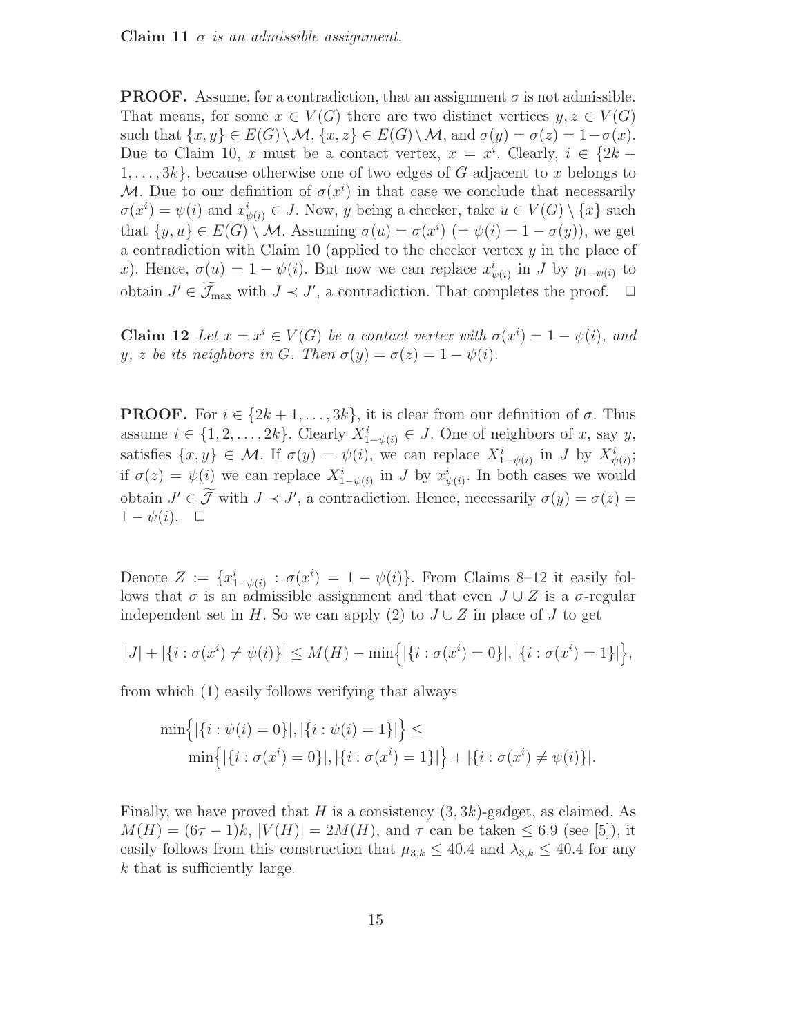**Claim 11** *$\sigma$ is an admissible assignment.*

**PROOF.** Assume, for a contradiction, that an assignment $\sigma$ is not admissible. That means, for some $x \in V(G)$ there are two distinct vertices $y, z \in V(G)$ such that $\{x,y\} \in E(G) \setminus \mathcal{M}$, $\{x,z\} \in E(G) \setminus \mathcal{M}$, and $\sigma(y) = \sigma(z) = 1 - \sigma(x)$. Due to Claim 10, $x$ must be a contact vertex, $x = x^i$. Clearly, $i \in \{2k+1, \dots, 3k\}$, because otherwise one of two edges of $G$ adjacent to $x$ belongs to $\mathcal{M}$. Due to our definition of $\sigma(x^i)$ in that case we conclude that necessarily $\sigma(x^i) = \psi(i)$ and $x^i_{\psi(i)} \in J$. Now, $y$ being a checker, take $u \in V(G) \setminus \{x\}$ such that $\{y, u\} \in E(G) \setminus \mathcal{M}$. Assuming $\sigma(u) = \sigma(x^i)$ $(= \psi(i) = 1 - \sigma(y))$, we get a contradiction with Claim 10 (applied to the checker vertex $y$ in the place of $x$). Hence, $\sigma(u) = 1 - \psi(i)$. But now we can replace $x^i_{\psi(i)}$ in $J$ by $y_{1-\psi(i)}$ to obtain $J' \in \widetilde{\mathcal{J}}_{\max}$ with $J \prec J'$, a contradiction. That completes the proof. $\square$

**Claim 12** *Let $x = x^i \in V(G)$ be a contact vertex with $\sigma(x^i) = 1 - \psi(i)$, and $y$, $z$ be its neighbors in $G$. Then $\sigma(y) = \sigma(z) = 1 - \psi(i)$.*

**PROOF.** For $i \in \{2k+1, \dots, 3k\}$, it is clear from our definition of $\sigma$. Thus assume $i \in \{1, 2, \dots, 2k\}$. Clearly $X^i_{1-\psi(i)} \in J$. One of neighbors of $x$, say $y$, satisfies $\{x, y\} \in \mathcal{M}$. If $\sigma(y) = \psi(i)$, we can replace $X^i_{1-\psi(i)}$ in $J$ by $X^i_{\psi(i)}$; if $\sigma(z) = \psi(i)$ we can replace $X^i_{1-\psi(i)}$ in $J$ by $x^i_{\psi(i)}$. In both cases we would obtain $J' \in \widetilde{\mathcal{J}}$ with $J \prec J'$, a contradiction. Hence, necessarily $\sigma(y) = \sigma(z) = 1 - \psi(i)$. $\square$

Denote $Z := \{x^i_{1-\psi(i)} : \sigma(x^i) = 1 - \psi(i)\}$. From Claims 8–12 it easily follows that $\sigma$ is an admissible assignment and that even $J \cup Z$ is a $\sigma$-regular independent set in $H$. So we can apply (2) to $J \cup Z$ in place of $J$ to get

$$|J| + |\{i : \sigma(x^i) \neq \psi(i)\}| \leq M(H) - \min\Big\{|\{i : \sigma(x^i) = 0\}|, |\{i : \sigma(x^i) = 1\}|\Big\},$$

from which (1) easily follows verifying that always

$$\min\Big\{|\{i : \psi(i) = 0\}|, |\{i : \psi(i) = 1\}|\Big\} \leq \\ \min\Big\{|\{i : \sigma(x^i) = 0\}|, |\{i : \sigma(x^i) = 1\}|\Big\} + |\{i : \sigma(x^i) \neq \psi(i)\}|.$$

Finally, we have proved that $H$ is a consistency $(3, 3k)$-gadget, as claimed. As $M(H) = (6\tau - 1)k$, $|V(H)| = 2M(H)$, and $\tau$ can be taken $\leq 6.9$ (see [5]), it easily follows from this construction that $\mu_{3,k} \leq 40.4$ and $\lambda_{3,k} \leq 40.4$ for any $k$ that is sufficiently large.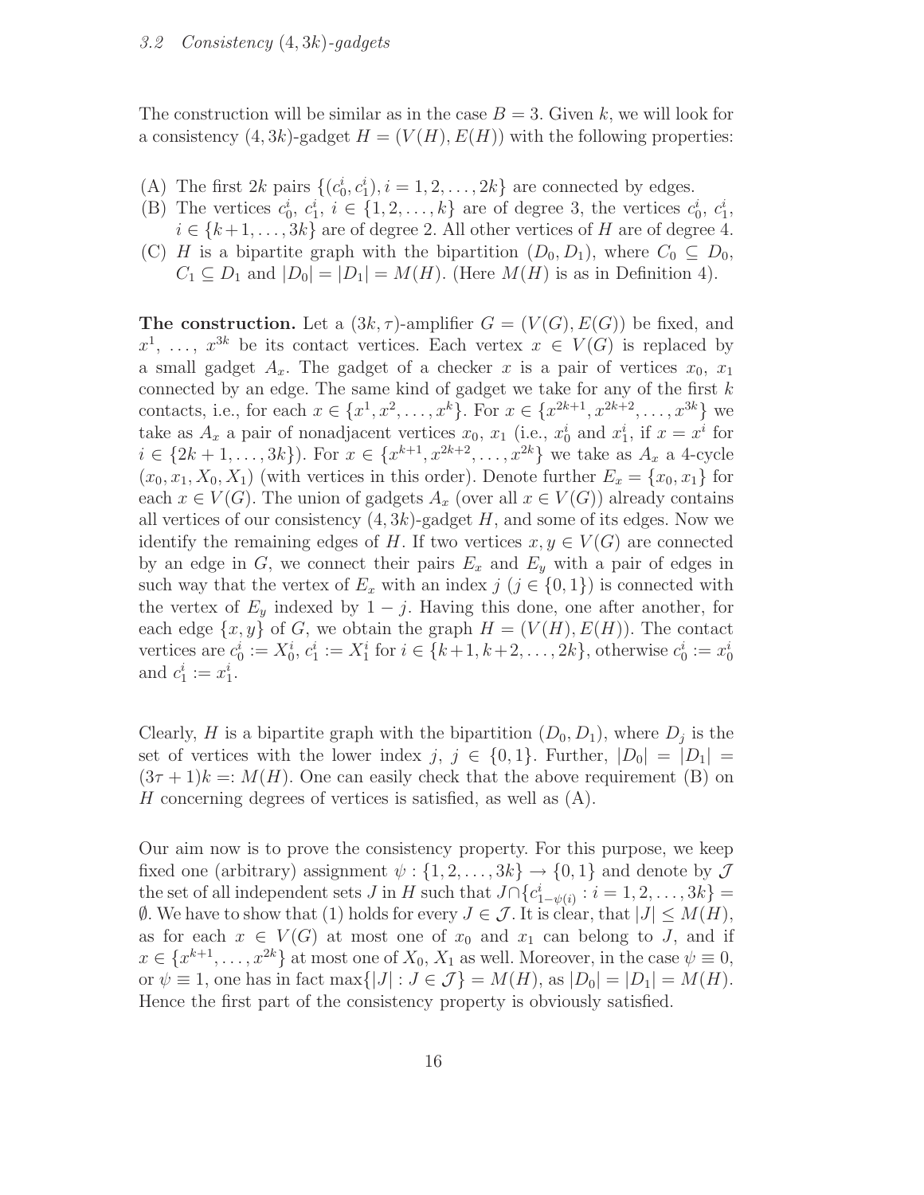### 3.2 Consistency $(4, 3k)$-gadgets

The construction will be similar as in the case $B = 3$. Given $k$, we will look for a consistency $(4, 3k)$-gadget $H = (V(H), E(H))$ with the following properties:

(A) The first $2k$ pairs $\{(c_0^i, c_1^i), i = 1, 2, \dots, 2k\}$ are connected by edges.
(B) The vertices $c_0^i$, $c_1^i$, $i \in \{1, 2, \dots, k\}$ are of degree 3, the vertices $c_0^i$, $c_1^i$, $i \in \{k+1, \dots, 3k\}$ are of degree 2. All other vertices of $H$ are of degree 4.
(C) $H$ is a bipartite graph with the bipartition $(D_0, D_1)$, where $C_0 \subseteq D_0$, $C_1 \subseteq D_1$ and $|D_0| = |D_1| = M(H)$. (Here $M(H)$ is as in Definition 4).

**The construction.** Let a $(3k, \tau)$-amplifier $G = (V(G), E(G))$ be fixed, and $x^1, \dots, x^{3k}$ be its contact vertices. Each vertex $x \in V(G)$ is replaced by a small gadget $A_x$. The gadget of a checker $x$ is a pair of vertices $x_0$, $x_1$ connected by an edge. The same kind of gadget we take for any of the first $k$ contacts, i.e., for each $x \in \{x^1, x^2, \dots, x^k\}$. For $x \in \{x^{2k+1}, x^{2k+2}, \dots, x^{3k}\}$ we take as $A_x$ a pair of nonadjacent vertices $x_0$, $x_1$ (i.e., $x_0^i$ and $x_1^i$, if $x = x^i$ for $i \in \{2k+1, \dots, 3k\}$). For $x \in \{x^{k+1}, x^{2k+2}, \dots, x^{2k}\}$ we take as $A_x$ a 4-cycle $(x_0, x_1, X_0, X_1)$ (with vertices in this order). Denote further $E_x = \{x_0, x_1\}$ for each $x \in V(G)$. The union of gadgets $A_x$ (over all $x \in V(G)$) already contains all vertices of our consistency $(4, 3k)$-gadget $H$, and some of its edges. Now we identify the remaining edges of $H$. If two vertices $x, y \in V(G)$ are connected by an edge in $G$, we connect their pairs $E_x$ and $E_y$ with a pair of edges in such way that the vertex of $E_x$ with an index $j$ ($j \in \{0, 1\}$) is connected with the vertex of $E_y$ indexed by $1 - j$. Having this done, one after another, for each edge $\{x, y\}$ of $G$, we obtain the graph $H = (V(H), E(H))$. The contact vertices are $c_0^i := X_0^i$, $c_1^i := X_1^i$ for $i \in \{k+1, k+2, \dots, 2k\}$, otherwise $c_0^i := x_0^i$ and $c_1^i := x_1^i$.

Clearly, $H$ is a bipartite graph with the bipartition $(D_0, D_1)$, where $D_j$ is the set of vertices with the lower index $j$, $j \in \{0, 1\}$. Further, $|D_0| = |D_1| = (3\tau + 1)k =: M(H)$. One can easily check that the above requirement (B) on $H$ concerning degrees of vertices is satisfied, as well as (A).

Our aim now is to prove the consistency property. For this purpose, we keep fixed one (arbitrary) assignment $\psi : \{1, 2, \dots, 3k\} \to \{0, 1\}$ and denote by $\mathcal{J}$ the set of all independent sets $J$ in $H$ such that $J \cap \{c_{1-\psi(i)}^i : i = 1, 2, \dots, 3k\} = \emptyset$. We have to show that (1) holds for every $J \in \mathcal{J}$. It is clear, that $|J| \leq M(H)$, as for each $x \in V(G)$ at most one of $x_0$ and $x_1$ can belong to $J$, and if $x \in \{x^{k+1}, \dots, x^{2k}\}$ at most one of $X_0$, $X_1$ as well. Moreover, in the case $\psi \equiv 0$, or $\psi \equiv 1$, one has in fact $\max\{|J| : J \in \mathcal{J}\} = M(H)$, as $|D_0| = |D_1| = M(H)$. Hence the first part of the consistency property is obviously satisfied.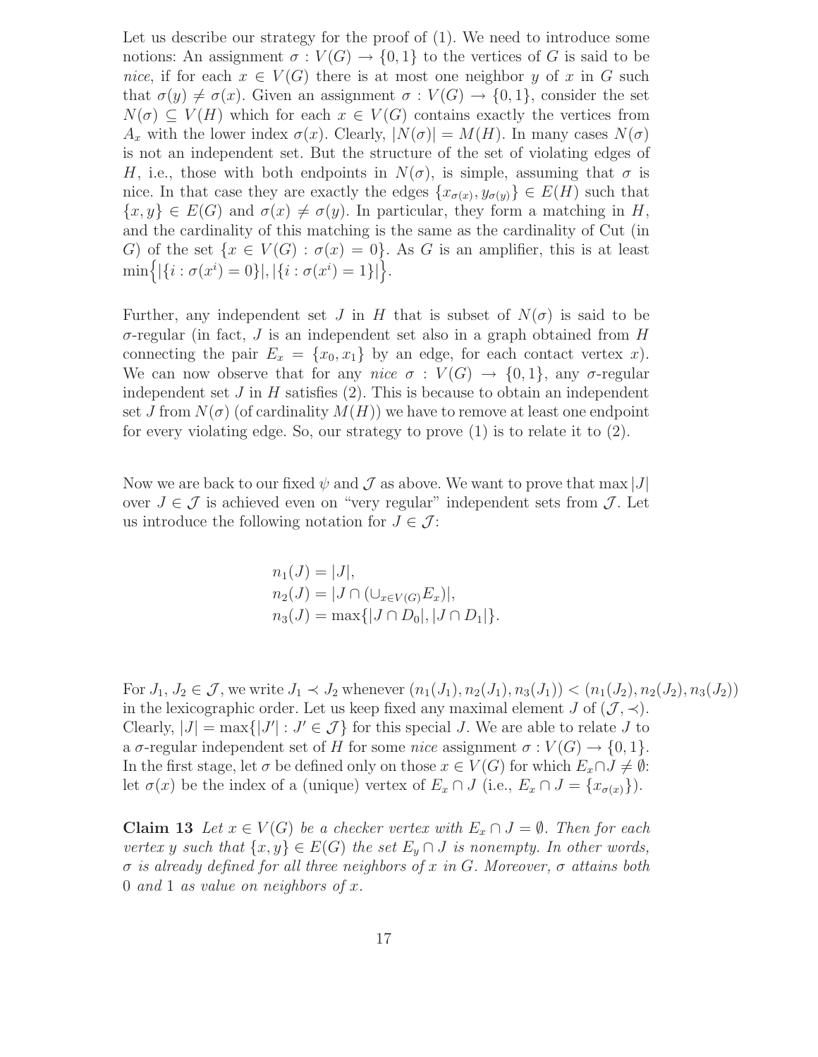Let us describe our strategy for the proof of (1). We need to introduce some notions: An assignment $\sigma : V(G) \to \{0,1\}$ to the vertices of $G$ is said to be *nice*, if for each $x \in V(G)$ there is at most one neighbor $y$ of $x$ in $G$ such that $\sigma(y) \neq \sigma(x)$. Given an assignment $\sigma : V(G) \to \{0,1\}$, consider the set $N(\sigma) \subseteq V(H)$ which for each $x \in V(G)$ contains exactly the vertices from $A_x$ with the lower index $\sigma(x)$. Clearly, $|N(\sigma)| = M(H)$. In many cases $N(\sigma)$ is not an independent set. But the structure of the set of violating edges of $H$, i.e., those with both endpoints in $N(\sigma)$, is simple, assuming that $\sigma$ is nice. In that case they are exactly the edges $\{x_{\sigma(x)}, y_{\sigma(y)}\} \in E(H)$ such that $\{x, y\} \in E(G)$ and $\sigma(x) \neq \sigma(y)$. In particular, they form a matching in $H$, and the cardinality of this matching is the same as the cardinality of Cut (in $G$) of the set $\{x \in V(G) : \sigma(x) = 0\}$. As $G$ is an amplifier, this is at least $\min\Big\{|\{i : \sigma(x^i) = 0\}|, |\{i : \sigma(x^i) = 1\}|\Big\}$.

Further, any independent set $J$ in $H$ that is subset of $N(\sigma)$ is said to be $\sigma$-regular (in fact, $J$ is an independent set also in a graph obtained from $H$ connecting the pair $E_x = \{x_0, x_1\}$ by an edge, for each contact vertex $x$). We can now observe that for any *nice* $\sigma : V(G) \to \{0,1\}$, any $\sigma$-regular independent set $J$ in $H$ satisfies (2). This is because to obtain an independent set $J$ from $N(\sigma)$ (of cardinality $M(H)$) we have to remove at least one endpoint for every violating edge. So, our strategy to prove (1) is to relate it to (2).

Now we are back to our fixed $\psi$ and $\mathcal{J}$ as above. We want to prove that $\max |J|$ over $J \in \mathcal{J}$ is achieved even on "very regular" independent sets from $\mathcal{J}$. Let us introduce the following notation for $J \in \mathcal{J}$:

$$
\begin{aligned}
n_1(J) &= |J|,\\
n_2(J) &= |J \cap (\cup_{x \in V(G)} E_x)|,\\
n_3(J) &= \max\{|J \cap D_0|, |J \cap D_1|\}.
\end{aligned}
$$

For $J_1, J_2 \in \mathcal{J}$, we write $J_1 \prec J_2$ whenever $(n_1(J_1), n_2(J_1), n_3(J_1)) < (n_1(J_2), n_2(J_2), n_3(J_2))$ in the lexicographic order. Let us keep fixed any maximal element $J$ of $(\mathcal{J}, \prec)$. Clearly, $|J| = \max\{|J'| : J' \in \mathcal{J}\}$ for this special $J$. We are able to relate $J$ to a $\sigma$-regular independent set of $H$ for some *nice* assignment $\sigma : V(G) \to \{0,1\}$. In the first stage, let $\sigma$ be defined only on those $x \in V(G)$ for which $E_x \cap J \neq \emptyset$: let $\sigma(x)$ be the index of a (unique) vertex of $E_x \cap J$ (i.e., $E_x \cap J = \{x_{\sigma(x)}\}$).

**Claim 13** *Let $x \in V(G)$ be a checker vertex with $E_x \cap J = \emptyset$. Then for each vertex $y$ such that $\{x, y\} \in E(G)$ the set $E_y \cap J$ is nonempty. In other words, $\sigma$ is already defined for all three neighbors of $x$ in $G$. Moreover, $\sigma$ attains both 0 and 1 as value on neighbors of $x$.*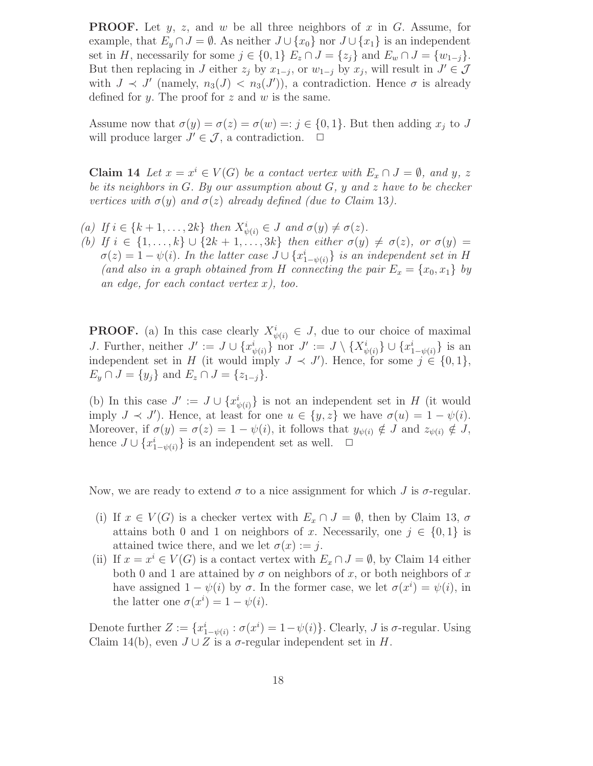**PROOF.** Let $y$, $z$, and $w$ be all three neighbors of $x$ in $G$. Assume, for example, that $E_y \cap J = \emptyset$. As neither $J \cup \{x_0\}$ nor $J \cup \{x_1\}$ is an independent set in $H$, necessarily for some $j \in \{0,1\}$ $E_z \cap J = \{z_j\}$ and $E_w \cap J = \{w_{1-j}\}$. But then replacing in $J$ either $z_j$ by $x_{1-j}$, or $w_{1-j}$ by $x_j$, will result in $J' \in \mathcal{J}$ with $J \prec J'$ (namely, $n_3(J) < n_3(J')$), a contradiction. Hence $\sigma$ is already defined for $y$. The proof for $z$ and $w$ is the same.

Assume now that $\sigma(y) = \sigma(z) = \sigma(w) =: j \in \{0,1\}$. But then adding $x_j$ to $J$ will produce larger $J' \in \mathcal{J}$, a contradiction. $\square$

**Claim 14** *Let $x = x^i \in V(G)$ be a contact vertex with $E_x \cap J = \emptyset$, and $y$, $z$ be its neighbors in $G$. By our assumption about $G$, $y$ and $z$ have to be checker vertices with $\sigma(y)$ and $\sigma(z)$ already defined (due to Claim 13).*

*(a) If $i \in \{k+1, \ldots, 2k\}$ then $X^i_{\psi(i)} \in J$ and $\sigma(y) \neq \sigma(z)$.*

*(b) If $i \in \{1, \ldots, k\} \cup \{2k+1, \ldots, 3k\}$ then either $\sigma(y) \neq \sigma(z)$, or $\sigma(y) = \sigma(z) = 1 - \psi(i)$. In the latter case $J \cup \{x^i_{1-\psi(i)}\}$ is an independent set in $H$ (and also in a graph obtained from $H$ connecting the pair $E_x = \{x_0, x_1\}$ by an edge, for each contact vertex $x$), too.*

**PROOF.** (a) In this case clearly $X^i_{\psi(i)} \in J$, due to our choice of maximal $J$. Further, neither $J' := J \cup \{x^i_{\psi(i)}\}$ nor $J' := J \setminus \{X^i_{\psi(i)}\} \cup \{x^i_{1-\psi(i)}\}$ is an independent set in $H$ (it would imply $J \prec J'$). Hence, for some $j \in \{0,1\}$, $E_y \cap J = \{y_j\}$ and $E_z \cap J = \{z_{1-j}\}$.

(b) In this case $J' := J \cup \{x^i_{\psi(i)}\}$ is not an independent set in $H$ (it would imply $J \prec J'$). Hence, at least for one $u \in \{y, z\}$ we have $\sigma(u) = 1 - \psi(i)$. Moreover, if $\sigma(y) = \sigma(z) = 1 - \psi(i)$, it follows that $y_{\psi(i)} \notin J$ and $z_{\psi(i)} \notin J$, hence $J \cup \{x^i_{1-\psi(i)}\}$ is an independent set as well. $\square$

Now, we are ready to extend $\sigma$ to a nice assignment for which $J$ is $\sigma$-regular.

(i) If $x \in V(G)$ is a checker vertex with $E_x \cap J = \emptyset$, then by Claim 13, $\sigma$ attains both 0 and 1 on neighbors of $x$. Necessarily, one $j \in \{0,1\}$ is attained twice there, and we let $\sigma(x) := j$.

(ii) If $x = x^i \in V(G)$ is a contact vertex with $E_x \cap J = \emptyset$, by Claim 14 either both 0 and 1 are attained by $\sigma$ on neighbors of $x$, or both neighbors of $x$ have assigned $1 - \psi(i)$ by $\sigma$. In the former case, we let $\sigma(x^i) = \psi(i)$, in the latter one $\sigma(x^i) = 1 - \psi(i)$.

Denote further $Z := \{x^i_{1-\psi(i)} : \sigma(x^i) = 1 - \psi(i)\}$. Clearly, $J$ is $\sigma$-regular. Using Claim 14(b), even $J \cup Z$ is a $\sigma$-regular independent set in $H$.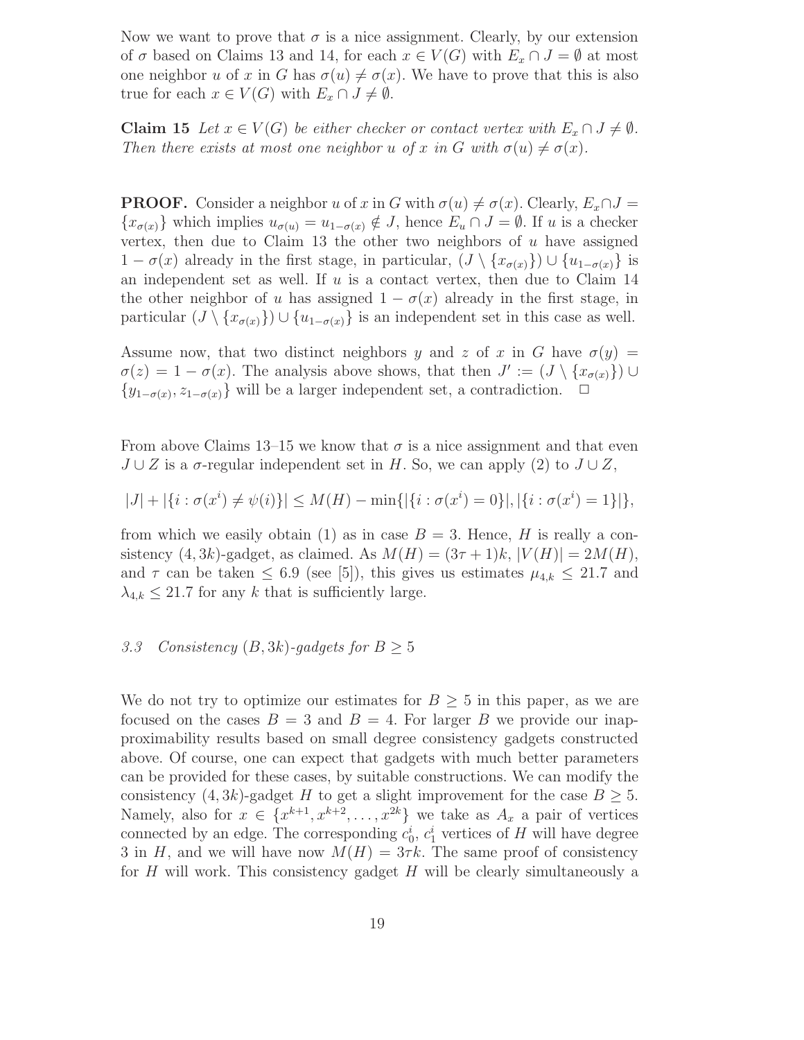Now we want to prove that $\sigma$ is a nice assignment. Clearly, by our extension of $\sigma$ based on Claims 13 and 14, for each $x \in V(G)$ with $E_x \cap J = \emptyset$ at most one neighbor $u$ of $x$ in $G$ has $\sigma(u) \neq \sigma(x)$. We have to prove that this is also true for each $x \in V(G)$ with $E_x \cap J \neq \emptyset$.

**Claim 15** *Let $x \in V(G)$ be either checker or contact vertex with $E_x \cap J \neq \emptyset$. Then there exists at most one neighbor $u$ of $x$ in $G$ with $\sigma(u) \neq \sigma(x)$.*

**PROOF.** Consider a neighbor $u$ of $x$ in $G$ with $\sigma(u) \neq \sigma(x)$. Clearly, $E_x \cap J = \{x_{\sigma(x)}\}$ which implies $u_{\sigma(u)} = u_{1-\sigma(x)} \notin J$, hence $E_u \cap J = \emptyset$. If $u$ is a checker vertex, then due to Claim 13 the other two neighbors of $u$ have assigned $1 - \sigma(x)$ already in the first stage, in particular, $(J \setminus \{x_{\sigma(x)}\}) \cup \{u_{1-\sigma(x)}\}$ is an independent set as well. If $u$ is a contact vertex, then due to Claim 14 the other neighbor of $u$ has assigned $1 - \sigma(x)$ already in the first stage, in particular $(J \setminus \{x_{\sigma(x)}\}) \cup \{u_{1-\sigma(x)}\}$ is an independent set in this case as well.

Assume now, that two distinct neighbors $y$ and $z$ of $x$ in $G$ have $\sigma(y) = \sigma(z) = 1 - \sigma(x)$. The analysis above shows, that then $J' := (J \setminus \{x_{\sigma(x)}\}) \cup \{y_{1-\sigma(x)}, z_{1-\sigma(x)}\}$ will be a larger independent set, a contradiction. $\square$

From above Claims 13–15 we know that $\sigma$ is a nice assignment and that even $J \cup Z$ is a $\sigma$-regular independent set in $H$. So, we can apply (2) to $J \cup Z$,

$$|J| + |\{i : \sigma(x^i) \neq \psi(i)\}| \leq M(H) - \min\{|\{i : \sigma(x^i) = 0\}|, |\{i : \sigma(x^i) = 1\}|\},$$

from which we easily obtain (1) as in case $B = 3$. Hence, $H$ is really a consistency $(4, 3k)$-gadget, as claimed. As $M(H) = (3\tau + 1)k$, $|V(H)| = 2M(H)$, and $\tau$ can be taken $\leq 6.9$ (see [5]), this gives us estimates $\mu_{4,k} \leq 21.7$ and $\lambda_{4,k} \leq 21.7$ for any $k$ that is sufficiently large.

### *3.3 Consistency $(B, 3k)$-gadgets for $B \geq 5$*

We do not try to optimize our estimates for $B \geq 5$ in this paper, as we are focused on the cases $B = 3$ and $B = 4$. For larger $B$ we provide our inapproximability results based on small degree consistency gadgets constructed above. Of course, one can expect that gadgets with much better parameters can be provided for these cases, by suitable constructions. We can modify the consistency $(4, 3k)$-gadget $H$ to get a slight improvement for the case $B \geq 5$. Namely, also for $x \in \{x^{k+1}, x^{k+2}, \ldots, x^{2k}\}$ we take as $A_x$ a pair of vertices connected by an edge. The corresponding $c_0^i$, $c_1^i$ vertices of $H$ will have degree 3 in $H$, and we will have now $M(H) = 3\tau k$. The same proof of consistency for $H$ will work. This consistency gadget $H$ will be clearly simultaneously a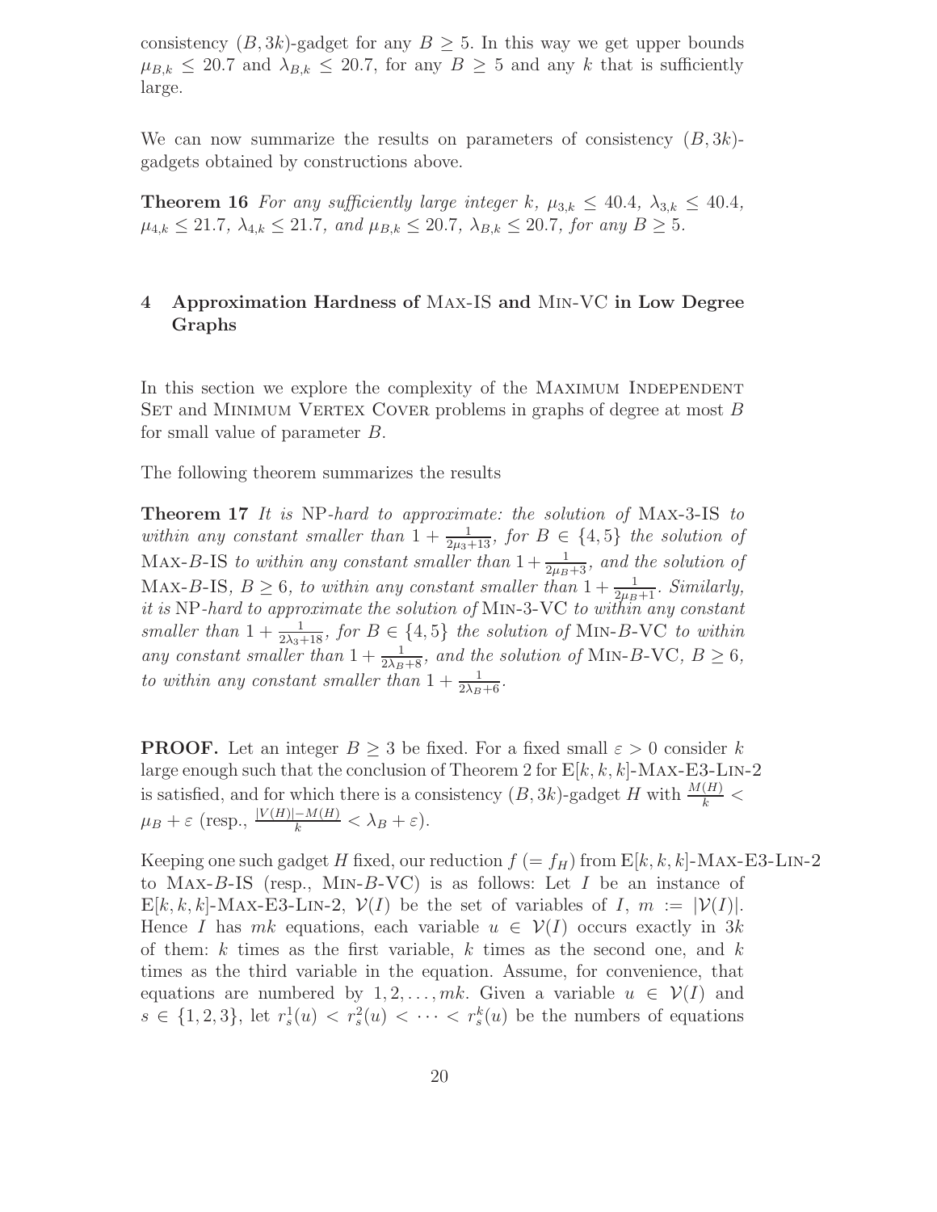consistency $(B, 3k)$-gadget for any $B \geq 5$. In this way we get upper bounds $\mu_{B,k} \leq 20.7$ and $\lambda_{B,k} \leq 20.7$, for any $B \geq 5$ and any $k$ that is sufficiently large.

We can now summarize the results on parameters of consistency $(B, 3k)$-gadgets obtained by constructions above.

**Theorem 16** *For any sufficiently large integer $k$, $\mu_{3,k} \leq 40.4$, $\lambda_{3,k} \leq 40.4$, $\mu_{4,k} \leq 21.7$, $\lambda_{4,k} \leq 21.7$, and $\mu_{B,k} \leq 20.7$, $\lambda_{B,k} \leq 20.7$, for any $B \geq 5$.*

## 4 Approximation Hardness of Max-IS and Min-VC in Low Degree Graphs

In this section we explore the complexity of the Maximum Independent Set and Minimum Vertex Cover problems in graphs of degree at most $B$ for small value of parameter $B$.

The following theorem summarizes the results

**Theorem 17** *It is* NP*-hard to approximate: the solution of* Max-3-IS *to within any constant smaller than $1 + \frac{1}{2\mu_3+13}$, for $B \in \{4, 5\}$ the solution of* Max-$B$-IS *to within any constant smaller than $1 + \frac{1}{2\mu_B+3}$, and the solution of* Max-$B$-IS*, $B \geq 6$, to within any constant smaller than $1 + \frac{1}{2\mu_B+1}$. Similarly, it is* NP*-hard to approximate the solution of* Min-3-VC *to within any constant smaller than $1 + \frac{1}{2\lambda_3+18}$, for $B \in \{4, 5\}$ the solution of* Min-$B$-VC *to within any constant smaller than $1 + \frac{1}{2\lambda_B+8}$, and the solution of* Min-$B$-VC*, $B \geq 6$, to within any constant smaller than $1 + \frac{1}{2\lambda_B+6}$.*

**PROOF.** Let an integer $B \geq 3$ be fixed. For a fixed small $\varepsilon > 0$ consider $k$ large enough such that the conclusion of Theorem 2 for E$[k, k, k]$-Max-E3-Lin-2 is satisfied, and for which there is a consistency $(B, 3k)$-gadget $H$ with $\frac{M(H)}{k} < \mu_B + \varepsilon$ (resp., $\frac{|V(H)|-M(H)}{k} < \lambda_B + \varepsilon$).

Keeping one such gadget $H$ fixed, our reduction $f$ $(= f_H)$ from E$[k, k, k]$-Max-E3-Lin-2 to Max-$B$-IS (resp., Min-$B$-VC) is as follows: Let $I$ be an instance of E$[k, k, k]$-Max-E3-Lin-2, $\mathcal{V}(I)$ be the set of variables of $I$, $m := |\mathcal{V}(I)|$. Hence $I$ has $mk$ equations, each variable $u \in \mathcal{V}(I)$ occurs exactly in $3k$ of them: $k$ times as the first variable, $k$ times as the second one, and $k$ times as the third variable in the equation. Assume, for convenience, that equations are numbered by $1, 2, \ldots, mk$. Given a variable $u \in \mathcal{V}(I)$ and $s \in \{1, 2, 3\}$, let $r_s^1(u) < r_s^2(u) < \cdots < r_s^k(u)$ be the numbers of equations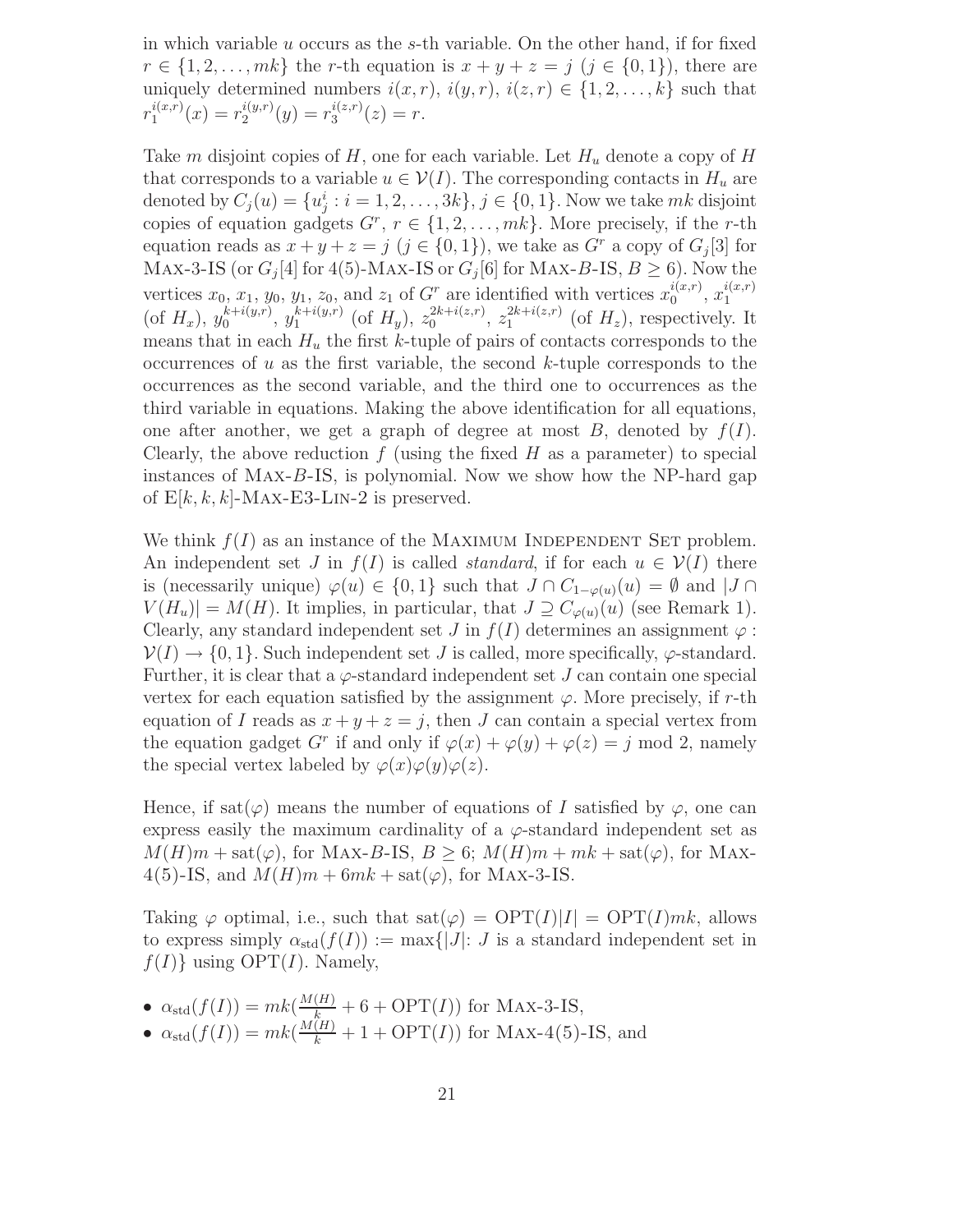in which variable $u$ occurs as the $s$-th variable. On the other hand, if for fixed $r \in \{1, 2, \dots, mk\}$ the $r$-th equation is $x + y + z = j$ ($j \in \{0, 1\}$), there are uniquely determined numbers $i(x, r)$, $i(y, r)$, $i(z, r) \in \{1, 2, \dots, k\}$ such that $r_1^{i(x,r)}(x) = r_2^{i(y,r)}(y) = r_3^{i(z,r)}(z) = r$.

Take $m$ disjoint copies of $H$, one for each variable. Let $H_u$ denote a copy of $H$ that corresponds to a variable $u \in \mathcal{V}(I)$. The corresponding contacts in $H_u$ are denoted by $C_j(u) = \{u_j^i : i = 1, 2, \dots, 3k\}$, $j \in \{0, 1\}$. Now we take $mk$ disjoint copies of equation gadgets $G^r$, $r \in \{1, 2, \dots, mk\}$. More precisely, if the $r$-th equation reads as $x + y + z = j$ ($j \in \{0, 1\}$), we take as $G^r$ a copy of $G_j[3]$ for Max-3-IS (or $G_j[4]$ for 4(5)-Max-IS or $G_j[6]$ for Max-$B$-IS, $B \geq 6$). Now the vertices $x_0$, $x_1$, $y_0$, $y_1$, $z_0$, and $z_1$ of $G^r$ are identified with vertices $x_0^{i(x,r)}$, $x_1^{i(x,r)}$ (of $H_x$), $y_0^{k+i(y,r)}$, $y_1^{k+i(y,r)}$ (of $H_y$), $z_0^{2k+i(z,r)}$, $z_1^{2k+i(z,r)}$ (of $H_z$), respectively. It means that in each $H_u$ the first $k$-tuple of pairs of contacts corresponds to the occurrences of $u$ as the first variable, the second $k$-tuple corresponds to the occurrences as the second variable, and the third one to occurrences as the third variable in equations. Making the above identification for all equations, one after another, we get a graph of degree at most $B$, denoted by $f(I)$. Clearly, the above reduction $f$ (using the fixed $H$ as a parameter) to special instances of Max-$B$-IS, is polynomial. Now we show how the NP-hard gap of E$[k, k, k]$-Max-E3-Lin-2 is preserved.

We think $f(I)$ as an instance of the Maximum Independent Set problem. An independent set $J$ in $f(I)$ is called *standard*, if for each $u \in \mathcal{V}(I)$ there is (necessarily unique) $\varphi(u) \in \{0, 1\}$ such that $J \cap C_{1-\varphi(u)}(u) = \emptyset$ and $|J \cap V(H_u)| = M(H)$. It implies, in particular, that $J \supseteq C_{\varphi(u)}(u)$ (see Remark 1). Clearly, any standard independent set $J$ in $f(I)$ determines an assignment $\varphi : \mathcal{V}(I) \to \{0, 1\}$. Such independent set $J$ is called, more specifically, $\varphi$-standard. Further, it is clear that a $\varphi$-standard independent set $J$ can contain one special vertex for each equation satisfied by the assignment $\varphi$. More precisely, if $r$-th equation of $I$ reads as $x + y + z = j$, then $J$ can contain a special vertex from the equation gadget $G^r$ if and only if $\varphi(x) + \varphi(y) + \varphi(z) = j \bmod 2$, namely the special vertex labeled by $\varphi(x)\varphi(y)\varphi(z)$.

Hence, if $\text{sat}(\varphi)$ means the number of equations of $I$ satisfied by $\varphi$, one can express easily the maximum cardinality of a $\varphi$-standard independent set as $M(H)m + \text{sat}(\varphi)$, for Max-$B$-IS, $B \geq 6$; $M(H)m + mk + \text{sat}(\varphi)$, for Max-4(5)-IS, and $M(H)m + 6mk + \text{sat}(\varphi)$, for Max-3-IS.

Taking $\varphi$ optimal, i.e., such that $\text{sat}(\varphi) = \text{OPT}(I)|I| = \text{OPT}(I)mk$, allows to express simply $\alpha_{\text{std}}(f(I)) := \max\{|J|: J \text{ is a standard independent set in } f(I)\}$ using $\text{OPT}(I)$. Namely,

- $\alpha_{\text{std}}(f(I)) = mk(\frac{M(H)}{k} + 6 + \text{OPT}(I))$ for Max-3-IS,
- $\alpha_{\text{std}}(f(I)) = mk(\frac{M(H)}{k} + 1 + \text{OPT}(I))$ for Max-4(5)-IS, and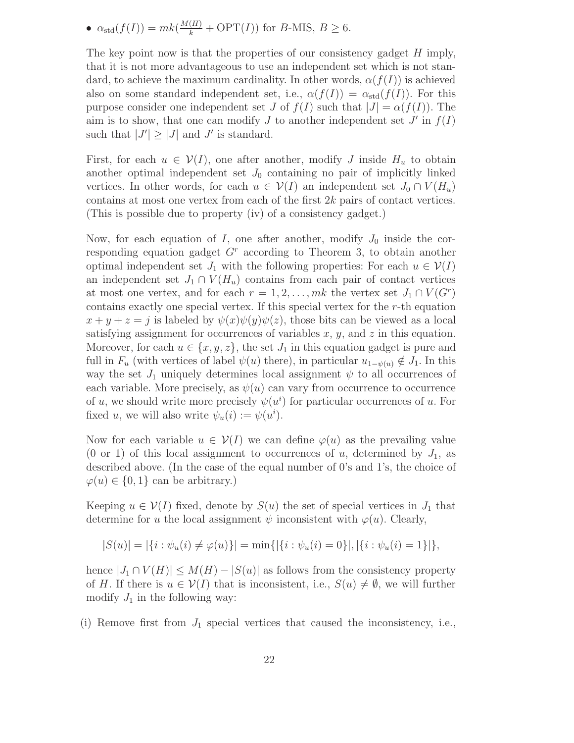- $\alpha_{\mathrm{std}}(f(I)) = mk(\frac{M(H)}{k} + \mathrm{OPT}(I))$ for $B$-MIS, $B \geq 6$.

The key point now is that the properties of our consistency gadget $H$ imply, that it is not more advantageous to use an independent set which is not standard, to achieve the maximum cardinality. In other words, $\alpha(f(I))$ is achieved also on some standard independent set, i.e., $\alpha(f(I)) = \alpha_{\mathrm{std}}(f(I))$. For this purpose consider one independent set $J$ of $f(I)$ such that $|J| = \alpha(f(I))$. The aim is to show, that one can modify $J$ to another independent set $J'$ in $f(I)$ such that $|J'| \geq |J|$ and $J'$ is standard.

First, for each $u \in \mathcal{V}(I)$, one after another, modify $J$ inside $H_u$ to obtain another optimal independent set $J_0$ containing no pair of implicitly linked vertices. In other words, for each $u \in \mathcal{V}(I)$ an independent set $J_0 \cap V(H_u)$ contains at most one vertex from each of the first $2k$ pairs of contact vertices. (This is possible due to property (iv) of a consistency gadget.)

Now, for each equation of $I$, one after another, modify $J_0$ inside the corresponding equation gadget $G^r$ according to Theorem 3, to obtain another optimal independent set $J_1$ with the following properties: For each $u \in \mathcal{V}(I)$ an independent set $J_1 \cap V(H_u)$ contains from each pair of contact vertices at most one vertex, and for each $r = 1, 2, \ldots, mk$ the vertex set $J_1 \cap V(G^r)$ contains exactly one special vertex. If this special vertex for the $r$-th equation $x + y + z = j$ is labeled by $\psi(x)\psi(y)\psi(z)$, those bits can be viewed as a local satisfying assignment for occurrences of variables $x$, $y$, and $z$ in this equation. Moreover, for each $u \in \{x, y, z\}$, the set $J_1$ in this equation gadget is pure and full in $F_u$ (with vertices of label $\psi(u)$ there), in particular $u_{1-\psi(u)} \notin J_1$. In this way the set $J_1$ uniquely determines local assignment $\psi$ to all occurrences of each variable. More precisely, as $\psi(u)$ can vary from occurrence to occurrence of $u$, we should write more precisely $\psi(u^i)$ for particular occurrences of $u$. For fixed $u$, we will also write $\psi_u(i) := \psi(u^i)$.

Now for each variable $u \in \mathcal{V}(I)$ we can define $\varphi(u)$ as the prevailing value (0 or 1) of this local assignment to occurrences of $u$, determined by $J_1$, as described above. (In the case of the equal number of 0's and 1's, the choice of $\varphi(u) \in \{0, 1\}$ can be arbitrary.)

Keeping $u \in \mathcal{V}(I)$ fixed, denote by $S(u)$ the set of special vertices in $J_1$ that determine for $u$ the local assignment $\psi$ inconsistent with $\varphi(u)$. Clearly,

$$|S(u)| = |\{i : \psi_u(i) \neq \varphi(u)\}| = \min\{|\{i : \psi_u(i) = 0\}|, |\{i : \psi_u(i) = 1\}|\},$$

hence $|J_1 \cap V(H)| \leq M(H) - |S(u)|$ as follows from the consistency property of $H$. If there is $u \in \mathcal{V}(I)$ that is inconsistent, i.e., $S(u) \neq \emptyset$, we will further modify $J_1$ in the following way:

(i) Remove first from $J_1$ special vertices that caused the inconsistency, i.e.,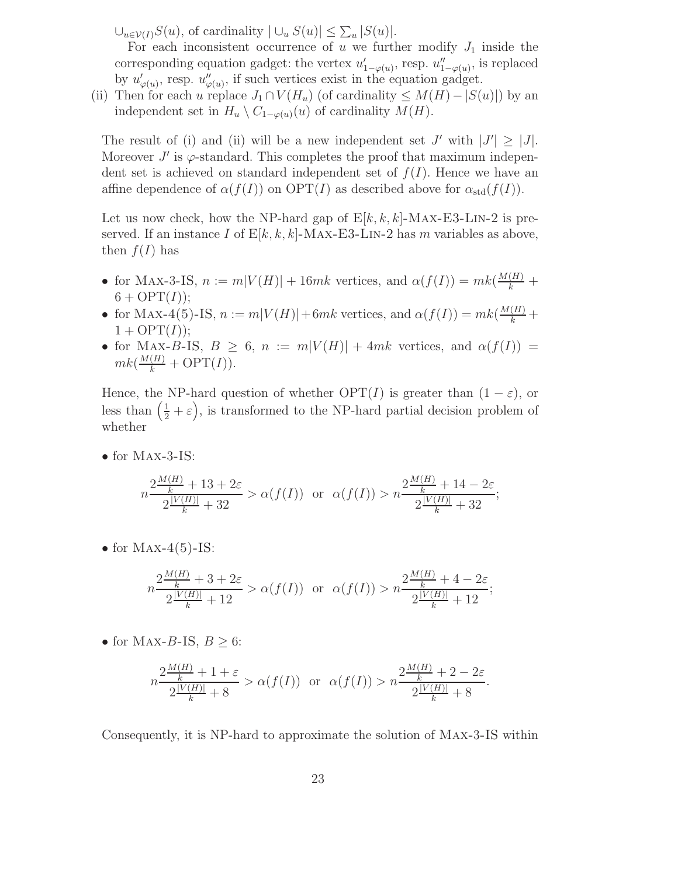$\cup_{u \in \mathcal{V}(I)} S(u)$, of cardinality $| \cup_u S(u)| \leq \sum_u |S(u)|$.

For each inconsistent occurrence of $u$ we further modify $J_1$ inside the corresponding equation gadget: the vertex $u'_{1-\varphi(u)}$, resp. $u''_{1-\varphi(u)}$, is replaced by $u'_{\varphi(u)}$, resp. $u''_{\varphi(u)}$, if such vertices exist in the equation gadget.

(ii) Then for each $u$ replace $J_1 \cap V(H_u)$ (of cardinality $\leq M(H) - |S(u)|$) by an independent set in $H_u \setminus C_{1-\varphi(u)}(u)$ of cardinality $M(H)$.

The result of (i) and (ii) will be a new independent set $J'$ with $|J'| \geq |J|$. Moreover $J'$ is $\varphi$-standard. This completes the proof that maximum independent set is achieved on standard independent set of $f(I)$. Hence we have an affine dependence of $\alpha(f(I))$ on $\mathrm{OPT}(I)$ as described above for $\alpha_{\mathrm{std}}(f(I))$.

Let us now check, how the NP-hard gap of E$[k,k,k]$-Max-E3-Lin-2 is preserved. If an instance $I$ of E$[k,k,k]$-Max-E3-Lin-2 has $m$ variables as above, then $f(I)$ has

- for Max-3-IS, $n := m|V(H)| + 16mk$ vertices, and $\alpha(f(I)) = mk(\frac{M(H)}{k} + 6 + \mathrm{OPT}(I))$;
- for Max-4(5)-IS, $n := m|V(H)| + 6mk$ vertices, and $\alpha(f(I)) = mk(\frac{M(H)}{k} + 1 + \mathrm{OPT}(I))$;
- for Max-$B$-IS, $B \geq 6$, $n := m|V(H)| + 4mk$ vertices, and $\alpha(f(I)) = mk(\frac{M(H)}{k} + \mathrm{OPT}(I))$.

Hence, the NP-hard question of whether $\mathrm{OPT}(I)$ is greater than $(1-\varepsilon)$, or less than $\left(\frac{1}{2} + \varepsilon\right)$, is transformed to the NP-hard partial decision problem of whether

- for Max-3-IS:

$$n \frac{2\frac{M(H)}{k} + 13 + 2\varepsilon}{2\frac{|V(H)|}{k} + 32} > \alpha(f(I)) \text{ or } \alpha(f(I)) > n \frac{2\frac{M(H)}{k} + 14 - 2\varepsilon}{2\frac{|V(H)|}{k} + 32};$$

- for Max-4(5)-IS:

$$n \frac{2\frac{M(H)}{k} + 3 + 2\varepsilon}{2\frac{|V(H)|}{k} + 12} > \alpha(f(I)) \text{ or } \alpha(f(I)) > n \frac{2\frac{M(H)}{k} + 4 - 2\varepsilon}{2\frac{|V(H)|}{k} + 12};$$

- for Max-$B$-IS, $B \geq 6$:

$$n \frac{2\frac{M(H)}{k} + 1 + \varepsilon}{2\frac{|V(H)|}{k} + 8} > \alpha(f(I)) \text{ or } \alpha(f(I)) > n \frac{2\frac{M(H)}{k} + 2 - 2\varepsilon}{2\frac{|V(H)|}{k} + 8}.$$

Consequently, it is NP-hard to approximate the solution of Max-3-IS within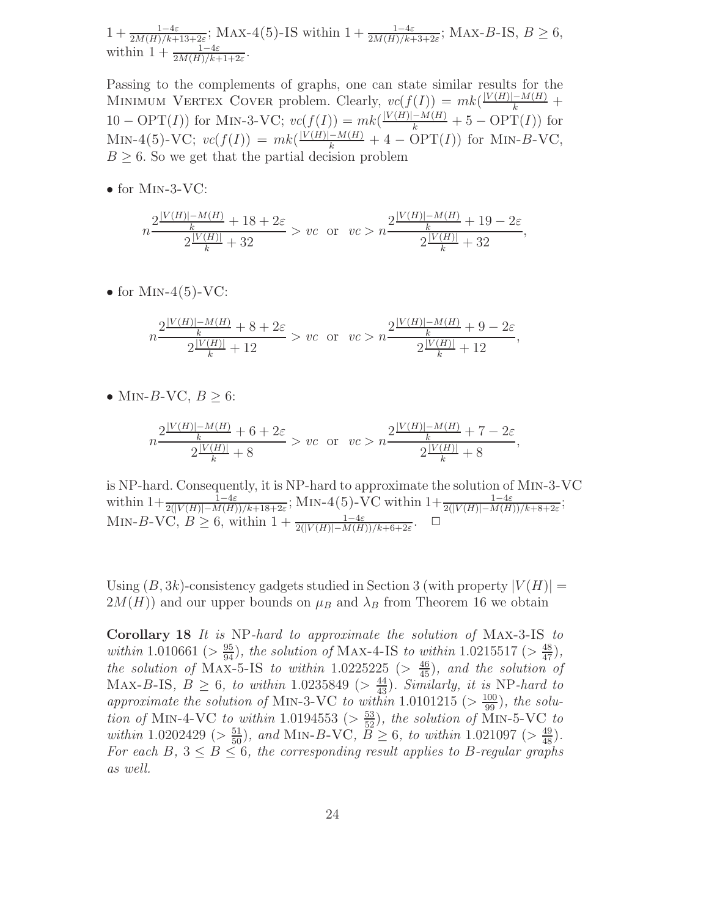$1 + \frac{1-4\varepsilon}{2M(H)/k+13+2\varepsilon}$; Max-4(5)-IS within $1 + \frac{1-4\varepsilon}{2M(H)/k+3+2\varepsilon}$; Max-$B$-IS, $B \geq 6$, within $1 + \frac{1-4\varepsilon}{2M(H)/k+1+2\varepsilon}$.

Passing to the complements of graphs, one can state similar results for the Minimum Vertex Cover problem. Clearly, $vc(f(I)) = mk(\frac{|V(H)|-M(H)}{k} + 10 - \mathrm{OPT}(I))$ for Min-3-VC; $vc(f(I)) = mk(\frac{|V(H)|-M(H)}{k} + 5 - \mathrm{OPT}(I))$ for Min-4(5)-VC; $vc(f(I)) = mk(\frac{|V(H)|-M(H)}{k} + 4 - \mathrm{OPT}(I))$ for Min-$B$-VC, $B \geq 6$. So we get that the partial decision problem

- for Min-3-VC:

$$n\frac{2\frac{|V(H)|-M(H)}{k} + 18 + 2\varepsilon}{2\frac{|V(H)|}{k} + 32} > vc \quad \text{or} \quad vc > n\frac{2\frac{|V(H)|-M(H)}{k} + 19 - 2\varepsilon}{2\frac{|V(H)|}{k} + 32},$$

- for Min-4(5)-VC:

$$n\frac{2\frac{|V(H)|-M(H)}{k} + 8 + 2\varepsilon}{2\frac{|V(H)|}{k} + 12} > vc \quad \text{or} \quad vc > n\frac{2\frac{|V(H)|-M(H)}{k} + 9 - 2\varepsilon}{2\frac{|V(H)|}{k} + 12},$$

- Min-$B$-VC, $B \geq 6$:

$$n\frac{2\frac{|V(H)|-M(H)}{k} + 6 + 2\varepsilon}{2\frac{|V(H)|}{k} + 8} > vc \quad \text{or} \quad vc > n\frac{2\frac{|V(H)|-M(H)}{k} + 7 - 2\varepsilon}{2\frac{|V(H)|}{k} + 8},$$

is NP-hard. Consequently, it is NP-hard to approximate the solution of Min-3-VC within $1+\frac{1-4\varepsilon}{2(|V(H)|-M(H))/k+18+2\varepsilon}$; Min-4(5)-VC within $1+\frac{1-4\varepsilon}{2(|V(H)|-M(H))/k+8+2\varepsilon}$; Min-$B$-VC, $B \geq 6$, within $1 + \frac{1-4\varepsilon}{2(|V(H)|-M(H))/k+6+2\varepsilon}$. $\square$

Using $(B, 3k)$-consistency gadgets studied in Section 3 (with property $|V(H)| = 2M(H)$) and our upper bounds on $\mu_B$ and $\lambda_B$ from Theorem 16 we obtain

**Corollary 18** *It is* NP*-hard to approximate the solution of* Max-3-IS *to within* 1.010661 ($> \frac{95}{94}$)*, the solution of* Max-4-IS *to within* 1.0215517 ($> \frac{48}{47}$)*, the solution of* Max-5-IS *to within* 1.0225225 ($> \frac{46}{45}$)*, and the solution of* Max-$B$-IS*,* $B \geq 6$*, to within* 1.0235849 ($> \frac{44}{43}$)*. Similarly, it is* NP*-hard to approximate the solution of* Min-3-VC *to within* 1.0101215 ($> \frac{100}{99}$)*, the solution of* Min-4-VC *to within* 1.0194553 ($> \frac{53}{52}$)*, the solution of* Min-5-VC *to within* 1.0202429 ($> \frac{51}{50}$)*, and* Min-$B$-VC*,* $B \geq 6$*, to within* 1.021097 ($> \frac{49}{48}$)*. For each* $B$*,* $3 \leq B \leq 6$*, the corresponding result applies to* $B$*-regular graphs as well.*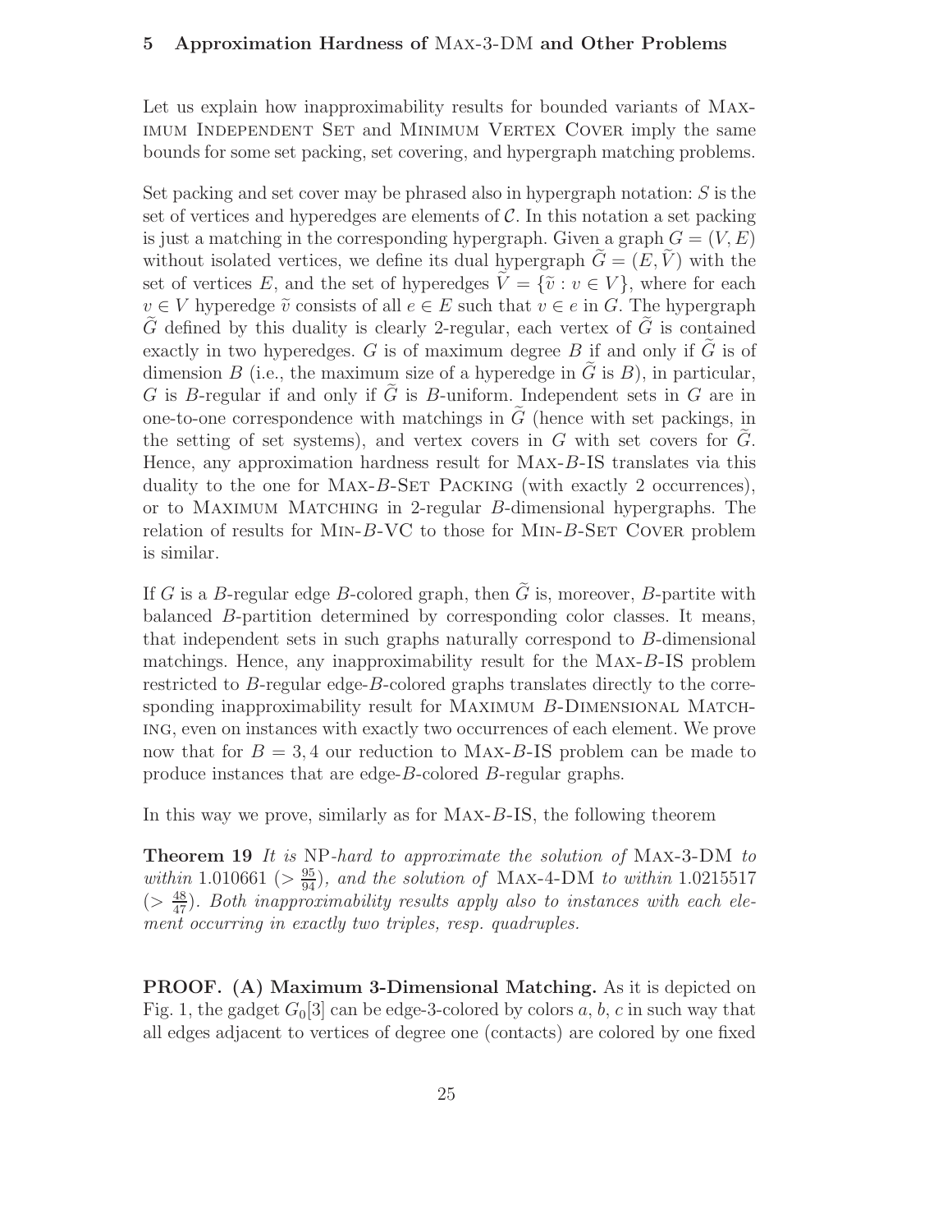## 5 Approximation Hardness of Max-3-DM and Other Problems

Let us explain how inapproximability results for bounded variants of Maximum Independent Set and Minimum Vertex Cover imply the same bounds for some set packing, set covering, and hypergraph matching problems.

Set packing and set cover may be phrased also in hypergraph notation: $S$ is the set of vertices and hyperedges are elements of $\mathcal{C}$. In this notation a set packing is just a matching in the corresponding hypergraph. Given a graph $G = (V, E)$ without isolated vertices, we define its dual hypergraph $\widetilde{G} = (E, \widetilde{V})$ with the set of vertices $E$, and the set of hyperedges $\widetilde{V} = \{\widetilde{v} : v \in V\}$, where for each $v \in V$ hyperedge $\widetilde{v}$ consists of all $e \in E$ such that $v \in e$ in $G$. The hypergraph $\widetilde{G}$ defined by this duality is clearly 2-regular, each vertex of $\widetilde{G}$ is contained exactly in two hyperedges. $G$ is of maximum degree $B$ if and only if $\widetilde{G}$ is of dimension $B$ (i.e., the maximum size of a hyperedge in $\widetilde{G}$ is $B$), in particular, $G$ is $B$-regular if and only if $\widetilde{G}$ is $B$-uniform. Independent sets in $G$ are in one-to-one correspondence with matchings in $\widetilde{G}$ (hence with set packings, in the setting of set systems), and vertex covers in $G$ with set covers for $\widetilde{G}$. Hence, any approximation hardness result for Max-$B$-IS translates via this duality to the one for Max-$B$-Set Packing (with exactly 2 occurrences), or to Maximum Matching in 2-regular $B$-dimensional hypergraphs. The relation of results for Min-$B$-VC to those for Min-$B$-Set Cover problem is similar.

If $G$ is a $B$-regular edge $B$-colored graph, then $\widetilde{G}$ is, moreover, $B$-partite with balanced $B$-partition determined by corresponding color classes. It means, that independent sets in such graphs naturally correspond to $B$-dimensional matchings. Hence, any inapproximability result for the Max-$B$-IS problem restricted to $B$-regular edge-$B$-colored graphs translates directly to the corresponding inapproximability result for Maximum $B$-Dimensional Matching, even on instances with exactly two occurrences of each element. We prove now that for $B = 3, 4$ our reduction to Max-$B$-IS problem can be made to produce instances that are edge-$B$-colored $B$-regular graphs.

In this way we prove, similarly as for Max-$B$-IS, the following theorem

**Theorem 19** *It is* NP*-hard to approximate the solution of* Max-3-DM *to within* 1.010661 ($> \frac{95}{94}$)*, and the solution of* Max-4-DM *to within* 1.0215517 ($> \frac{48}{47}$)*. Both inapproximability results apply also to instances with each element occurring in exactly two triples, resp. quadruples.*

**PROOF. (A) Maximum 3-Dimensional Matching.** As it is depicted on Fig. 1, the gadget $G_0[3]$ can be edge-3-colored by colors $a$, $b$, $c$ in such way that all edges adjacent to vertices of degree one (contacts) are colored by one fixed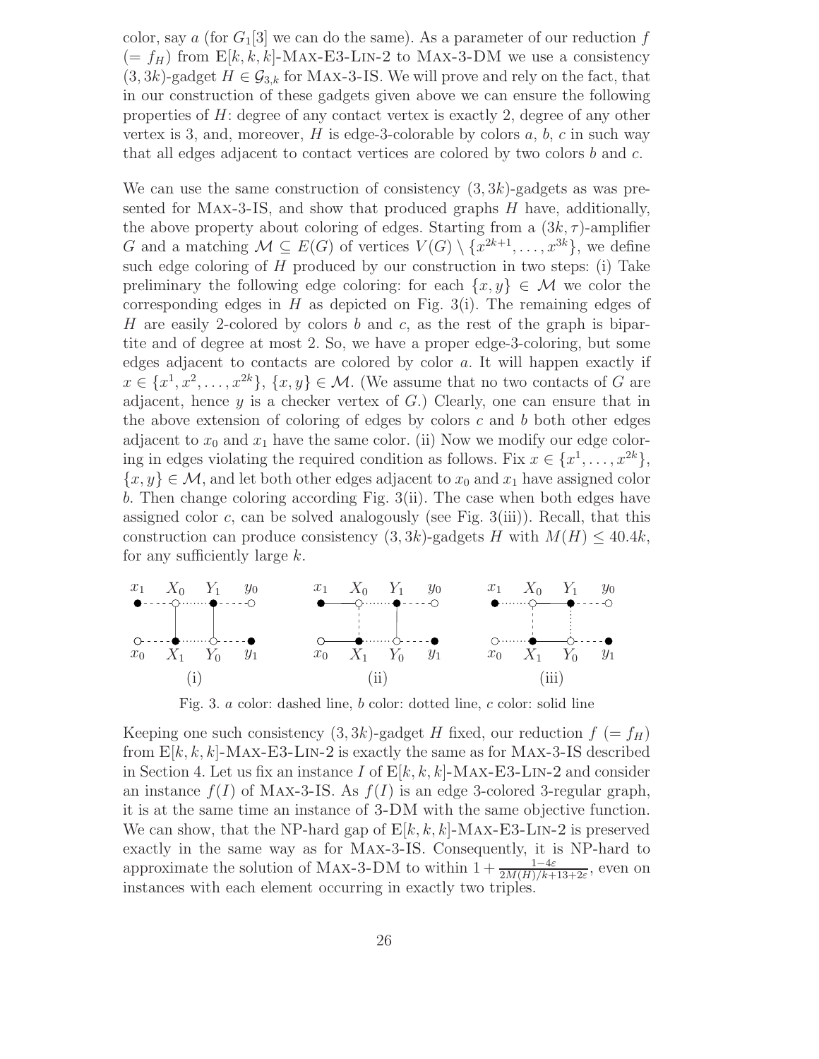color, say $a$ (for $G_1[3]$ we can do the same). As a parameter of our reduction $f$ ($= f_H$) from E$[k,k,k]$-Max-E3-Lin-2 to Max-3-DM we use a consistency $(3,3k)$-gadget $H \in \mathcal{G}_{3,k}$ for Max-3-IS. We will prove and rely on the fact, that in our construction of these gadgets given above we can ensure the following properties of $H$: degree of any contact vertex is exactly 2, degree of any other vertex is 3, and, moreover, $H$ is edge-3-colorable by colors $a$, $b$, $c$ in such way that all edges adjacent to contact vertices are colored by two colors $b$ and $c$.

We can use the same construction of consistency $(3,3k)$-gadgets as was presented for Max-3-IS, and show that produced graphs $H$ have, additionally, the above property about coloring of edges. Starting from a $(3k,\tau)$-amplifier $G$ and a matching $\mathcal{M} \subseteq E(G)$ of vertices $V(G) \setminus \{x^{2k+1},\dots,x^{3k}\}$, we define such edge coloring of $H$ produced by our construction in two steps: (i) Take preliminary the following edge coloring: for each $\{x,y\} \in \mathcal{M}$ we color the corresponding edges in $H$ as depicted on Fig. 3(i). The remaining edges of $H$ are easily 2-colored by colors $b$ and $c$, as the rest of the graph is bipartite and of degree at most 2. So, we have a proper edge-3-coloring, but some edges adjacent to contacts are colored by color $a$. It will happen exactly if $x \in \{x^1,x^2,\dots,x^{2k}\}$, $\{x,y\} \in \mathcal{M}$. (We assume that no two contacts of $G$ are adjacent, hence $y$ is a checker vertex of $G$.) Clearly, one can ensure that in the above extension of coloring of edges by colors $c$ and $b$ both other edges adjacent to $x_0$ and $x_1$ have the same color. (ii) Now we modify our edge coloring in edges violating the required condition as follows. Fix $x \in \{x^1,\dots,x^{2k}\}$, $\{x,y\} \in \mathcal{M}$, and let both other edges adjacent to $x_0$ and $x_1$ have assigned color $b$. Then change coloring according Fig. 3(ii). The case when both edges have assigned color $c$, can be solved analogously (see Fig. 3(iii)). Recall, that this construction can produce consistency $(3,3k)$-gadgets $H$ with $M(H) \leq 40.4k$, for any sufficiently large $k$.

Fig. 3. $a$ color: dashed line, $b$ color: dotted line, $c$ color: solid line

Keeping one such consistency $(3,3k)$-gadget $H$ fixed, our reduction $f$ ($= f_H$) from E$[k,k,k]$-Max-E3-Lin-2 is exactly the same as for Max-3-IS described in Section 4. Let us fix an instance $I$ of E$[k,k,k]$-Max-E3-Lin-2 and consider an instance $f(I)$ of Max-3-IS. As $f(I)$ is an edge 3-colored 3-regular graph, it is at the same time an instance of 3-DM with the same objective function. We can show, that the NP-hard gap of E$[k,k,k]$-Max-E3-Lin-2 is preserved exactly in the same way as for Max-3-IS. Consequently, it is NP-hard to approximate the solution of Max-3-DM to within $1 + \frac{1-4\varepsilon}{2M(H)/k+13+2\varepsilon}$, even on instances with each element occurring in exactly two triples.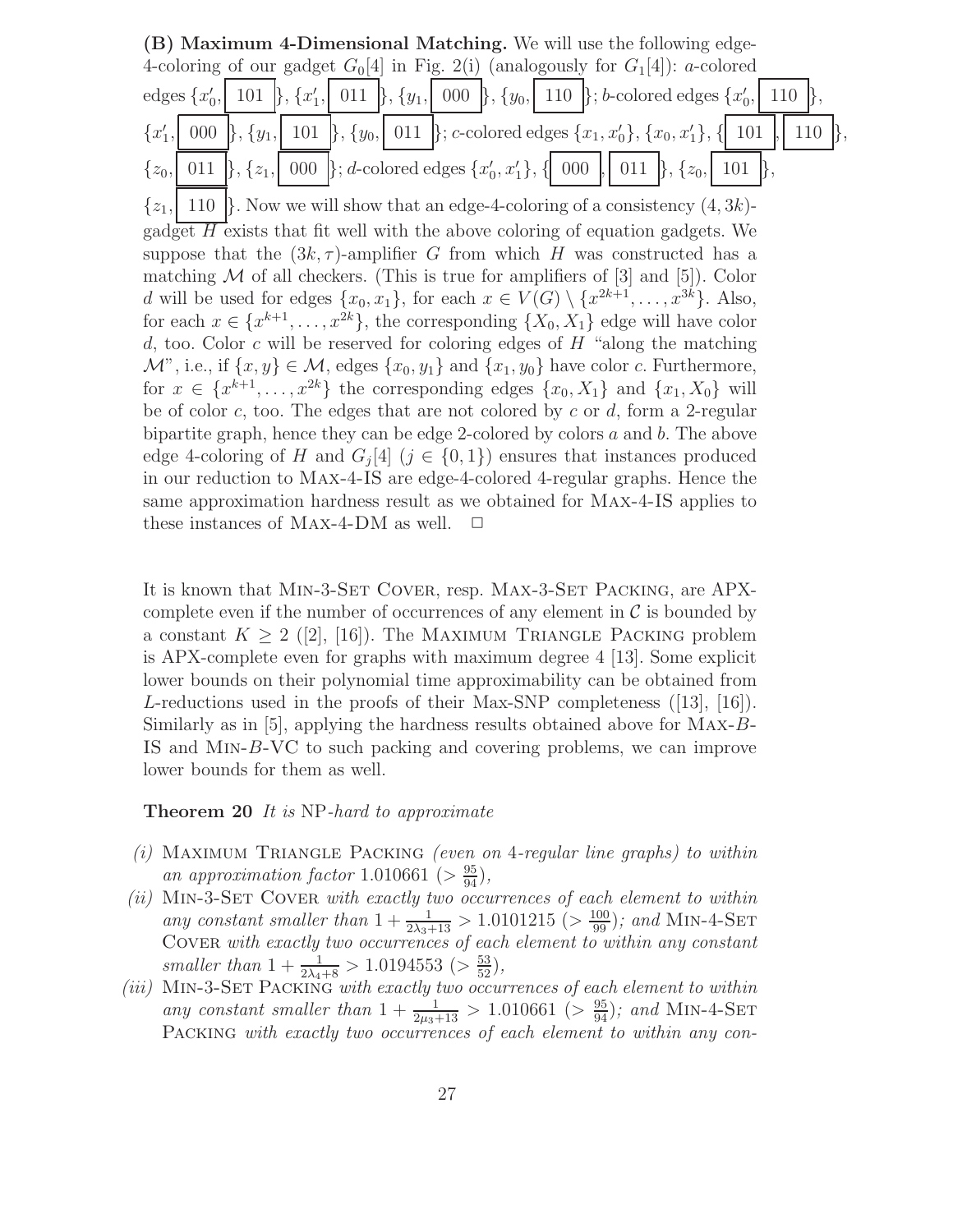**(B) Maximum 4-Dimensional Matching.** We will use the following edge-4-coloring of our gadget $G_0[4]$ in Fig. 2(i) (analogously for $G_1[4]$): $a$-colored edges $\{x_0', \boxed{101}\}$, $\{x_1', \boxed{011}\}$, $\{y_1, \boxed{000}\}$, $\{y_0, \boxed{110}\}$; $b$-colored edges $\{x_0', \boxed{110}\}$, $\{x_1', \boxed{000}\}$, $\{y_1, \boxed{101}\}$, $\{y_0, \boxed{011}\}$; $c$-colored edges $\{x_1, x_0'\}$, $\{x_0, x_1'\}$, $\{\boxed{101}, \boxed{110}\}$, $\{z_0, \boxed{011}\}$, $\{z_1, \boxed{000}\}$; $d$-colored edges $\{x_0', x_1'\}$, $\{\boxed{000}, \boxed{011}\}$, $\{z_0, \boxed{101}\}$, $\{z_1, \boxed{110}\}$. Now we will show that an edge-4-coloring of a consistency $(4, 3k)$-gadget $H$ exists that fit well with the above coloring of equation gadgets. We suppose that the $(3k, \tau)$-amplifier $G$ from which $H$ was constructed has a matching $\mathcal{M}$ of all checkers. (This is true for amplifiers of [3] and [5]). Color $d$ will be used for edges $\{x_0, x_1\}$, for each $x \in V(G) \setminus \{x^{2k+1}, \dots, x^{3k}\}$. Also, for each $x \in \{x^{k+1}, \dots, x^{2k}\}$, the corresponding $\{X_0, X_1\}$ edge will have color $d$, too. Color $c$ will be reserved for coloring edges of $H$ "along the matching $\mathcal{M}$", i.e., if $\{x, y\} \in \mathcal{M}$, edges $\{x_0, y_1\}$ and $\{x_1, y_0\}$ have color $c$. Furthermore, for $x \in \{x^{k+1}, \dots, x^{2k}\}$ the corresponding edges $\{x_0, X_1\}$ and $\{x_1, X_0\}$ will be of color $c$, too. The edges that are not colored by $c$ or $d$, form a 2-regular bipartite graph, hence they can be edge 2-colored by colors $a$ and $b$. The above edge 4-coloring of $H$ and $G_j[4]$ ($j \in \{0, 1\}$) ensures that instances produced in our reduction to Max-4-IS are edge-4-colored 4-regular graphs. Hence the same approximation hardness result as we obtained for Max-4-IS applies to these instances of Max-4-DM as well. $\Box$

It is known that Min-3-Set Cover, resp. Max-3-Set Packing, are APX-complete even if the number of occurrences of any element in $\mathcal{C}$ is bounded by a constant $K \geq 2$ ([2], [16]). The Maximum Triangle Packing problem is APX-complete even for graphs with maximum degree 4 [13]. Some explicit lower bounds on their polynomial time approximability can be obtained from $L$-reductions used in the proofs of their Max-SNP completeness ([13], [16]). Similarly as in [5], applying the hardness results obtained above for Max-$B$-IS and Min-$B$-VC to such packing and covering problems, we can improve lower bounds for them as well.

**Theorem 20** *It is* NP*-hard to approximate*

*(i)* Maximum Triangle Packing *(even on 4-regular line graphs) to within an approximation factor* $1.010661$ ($> \frac{95}{94}$),

*(ii)* Min-3-Set Cover *with exactly two occurrences of each element to within any constant smaller than* $1 + \frac{1}{2\lambda_3+13} > 1.0101215$ ($> \frac{100}{99}$)*; and* Min-4-Set Cover *with exactly two occurrences of each element to within any constant smaller than* $1 + \frac{1}{2\lambda_4+8} > 1.0194553$ ($> \frac{53}{52}$),

*(iii)* Min-3-Set Packing *with exactly two occurrences of each element to within any constant smaller than* $1 + \frac{1}{2\mu_3+13} > 1.010661$ ($> \frac{95}{94}$)*; and* Min-4-Set Packing *with exactly two occurrences of each element to within any con-*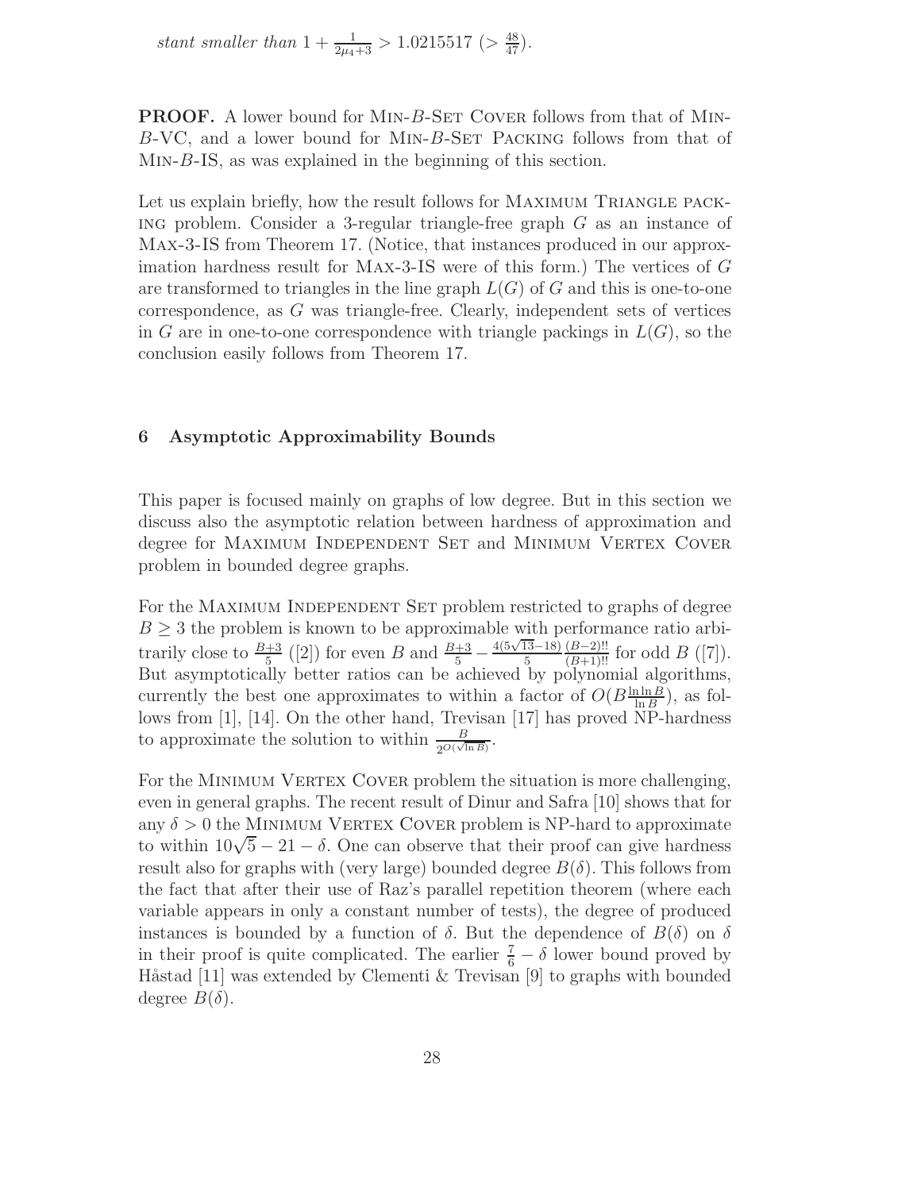*stant smaller than* $1 + \frac{1}{2\mu_4+3} > 1.0215517$ $(> \frac{48}{47})$.

**PROOF.** A lower bound for MIN-$B$-SET COVER follows from that of MIN-$B$-VC, and a lower bound for MIN-$B$-SET PACKING follows from that of MIN-$B$-IS, as was explained in the beginning of this section.

Let us explain briefly, how the result follows for MAXIMUM TRIANGLE PACKING problem. Consider a 3-regular triangle-free graph $G$ as an instance of MAX-3-IS from Theorem 17. (Notice, that instances produced in our approximation hardness result for MAX-3-IS were of this form.) The vertices of $G$ are transformed to triangles in the line graph $L(G)$ of $G$ and this is one-to-one correspondence, as $G$ was triangle-free. Clearly, independent sets of vertices in $G$ are in one-to-one correspondence with triangle packings in $L(G)$, so the conclusion easily follows from Theorem 17.

## 6 Asymptotic Approximability Bounds

This paper is focused mainly on graphs of low degree. But in this section we discuss also the asymptotic relation between hardness of approximation and degree for MAXIMUM INDEPENDENT SET and MINIMUM VERTEX COVER problem in bounded degree graphs.

For the MAXIMUM INDEPENDENT SET problem restricted to graphs of degree $B \geq 3$ the problem is known to be approximable with performance ratio arbitrarily close to $\frac{B+3}{5}$ ([2]) for even $B$ and $\frac{B+3}{5} - \frac{4(5\sqrt{13}-18)}{5}\frac{(B-2)!!}{(B+1)!!}$ for odd $B$ ([7]). But asymptotically better ratios can be achieved by polynomial algorithms, currently the best one approximates to within a factor of $O(B\frac{\ln \ln B}{\ln B})$, as follows from [1], [14]. On the other hand, Trevisan [17] has proved NP-hardness to approximate the solution to within $\frac{B}{2^{O(\sqrt{\ln B})}}$.

For the MINIMUM VERTEX COVER problem the situation is more challenging, even in general graphs. The recent result of Dinur and Safra [10] shows that for any $\delta > 0$ the MINIMUM VERTEX COVER problem is NP-hard to approximate to within $10\sqrt{5} - 21 - \delta$. One can observe that their proof can give hardness result also for graphs with (very large) bounded degree $B(\delta)$. This follows from the fact that after their use of Raz's parallel repetition theorem (where each variable appears in only a constant number of tests), the degree of produced instances is bounded by a function of $\delta$. But the dependence of $B(\delta)$ on $\delta$ in their proof is quite complicated. The earlier $\frac{7}{6} - \delta$ lower bound proved by Håstad [11] was extended by Clementi & Trevisan [9] to graphs with bounded degree $B(\delta)$.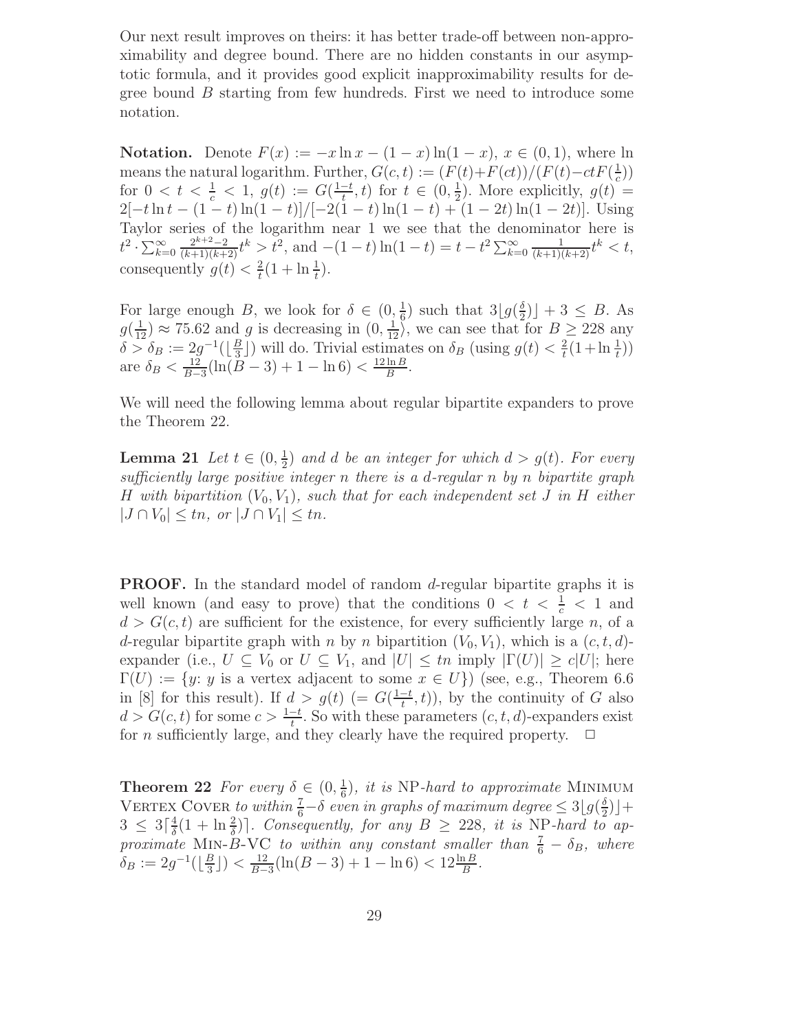Our next result improves on theirs: it has better trade-off between non-approximability and degree bound. There are no hidden constants in our asymptotic formula, and it provides good explicit inapproximability results for degree bound $B$ starting from few hundreds. First we need to introduce some notation.

**Notation.** Denote $F(x) := -x \ln x - (1-x)\ln(1-x)$, $x \in (0,1)$, where ln means the natural logarithm. Further, $G(c,t) := (F(t)+F(ct))/(F(t)-ctF(\frac{1}{c}))$ for $0 < t < \frac{1}{c} < 1$, $g(t) := G(\frac{1-t}{t}, t)$ for $t \in (0, \frac{1}{2})$. More explicitly, $g(t) = 2[-t\ln t - (1-t)\ln(1-t)]/[-2(1-t)\ln(1-t) + (1-2t)\ln(1-2t)]$. Using Taylor series of the logarithm near 1 we see that the denominator here is $t^2 \cdot \sum_{k=0}^{\infty} \frac{2^{k+2}-2}{(k+1)(k+2)} t^k > t^2$, and $-(1-t)\ln(1-t) = t - t^2 \sum_{k=0}^{\infty} \frac{1}{(k+1)(k+2)} t^k < t$, consequently $g(t) < \frac{2}{t}(1 + \ln \frac{1}{t})$.

For large enough $B$, we look for $\delta \in (0, \frac{1}{6})$ such that $3\lfloor g(\frac{\delta}{2}) \rfloor + 3 \leq B$. As $g(\frac{1}{12}) \approx 75.62$ and $g$ is decreasing in $(0, \frac{1}{12})$, we can see that for $B \geq 228$ any $\delta > \delta_B := 2g^{-1}(\lfloor \frac{B}{3} \rfloor)$ will do. Trivial estimates on $\delta_B$ (using $g(t) < \frac{2}{t}(1 + \ln \frac{1}{t})$) are $\delta_B < \frac{12}{B-3}(\ln(B-3) + 1 - \ln 6) < \frac{12 \ln B}{B}$.

We will need the following lemma about regular bipartite expanders to prove the Theorem 22.

**Lemma 21** *Let $t \in (0, \frac{1}{2})$ and $d$ be an integer for which $d > g(t)$. For every sufficiently large positive integer $n$ there is a $d$-regular $n$ by $n$ bipartite graph $H$ with bipartition $(V_0, V_1)$, such that for each independent set $J$ in $H$ either $|J \cap V_0| \leq tn$, or $|J \cap V_1| \leq tn$.*

**PROOF.** In the standard model of random $d$-regular bipartite graphs it is well known (and easy to prove) that the conditions $0 < t < \frac{1}{c} < 1$ and $d > G(c,t)$ are sufficient for the existence, for every sufficiently large $n$, of a $d$-regular bipartite graph with $n$ by $n$ bipartition $(V_0, V_1)$, which is a $(c,t,d)$-expander (i.e., $U \subseteq V_0$ or $U \subseteq V_1$, and $|U| \leq tn$ imply $|\Gamma(U)| \geq c|U|$; here $\Gamma(U) := \{y\colon y \text{ is a vertex adjacent to some } x \in U\}$) (see, e.g., Theorem 6.6 in [8] for this result). If $d > g(t)$ $(= G(\frac{1-t}{t}, t))$, by the continuity of $G$ also $d > G(c,t)$ for some $c > \frac{1-t}{t}$. So with these parameters $(c,t,d)$-expanders exist for $n$ sufficiently large, and they clearly have the required property. $\Box$

**Theorem 22** *For every $\delta \in (0, \frac{1}{6})$, it is* NP*-hard to approximate* Minimum Vertex Cover *to within $\frac{7}{6} - \delta$ even in graphs of maximum degree $\leq 3\lfloor g(\frac{\delta}{2}) \rfloor + 3 \leq 3\lceil \frac{4}{\delta}(1 + \ln \frac{2}{\delta}) \rceil$. Consequently, for any $B \geq 228$, it is* NP*-hard to approximate* Min-$B$-VC *to within any constant smaller than $\frac{7}{6} - \delta_B$, where $\delta_B := 2g^{-1}(\lfloor \frac{B}{3} \rfloor) < \frac{12}{B-3}(\ln(B-3) + 1 - \ln 6) < 12 \frac{\ln B}{B}$.*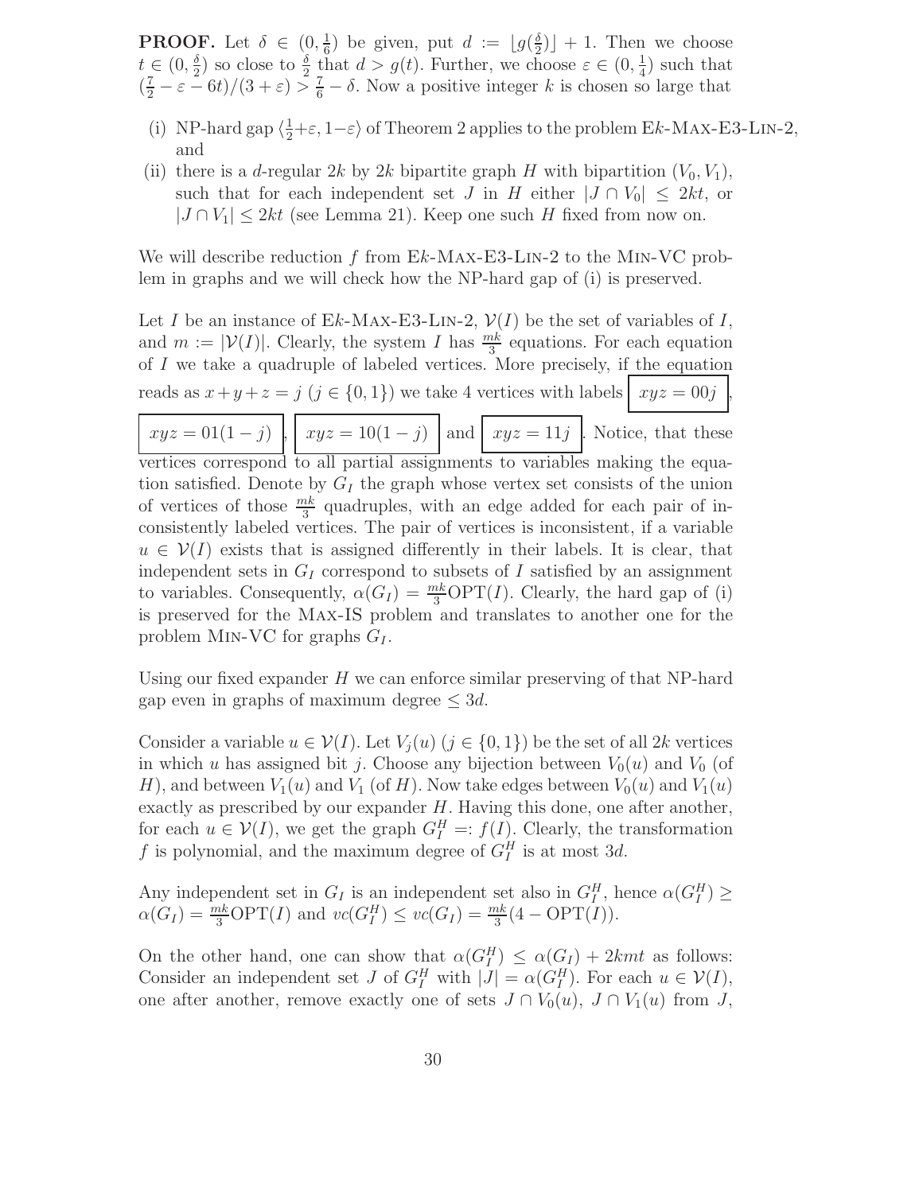**PROOF.** Let $\delta \in (0, \frac{1}{6})$ be given, put $d := \lfloor g(\frac{\delta}{2}) \rfloor + 1$. Then we choose $t \in (0, \frac{\delta}{2})$ so close to $\frac{\delta}{2}$ that $d > g(t)$. Further, we choose $\varepsilon \in (0, \frac{1}{4})$ such that $(\frac{7}{2} - \varepsilon - 6t)/(3 + \varepsilon) > \frac{7}{6} - \delta$. Now a positive integer $k$ is chosen so large that

- (i) NP-hard gap $\langle \frac{1}{2} + \varepsilon, 1 - \varepsilon \rangle$ of Theorem 2 applies to the problem E$k$-Max-E3-Lin-2, and
- (ii) there is a $d$-regular $2k$ by $2k$ bipartite graph $H$ with bipartition $(V_0, V_1)$, such that for each independent set $J$ in $H$ either $|J \cap V_0| \leq 2kt$, or $|J \cap V_1| \leq 2kt$ (see Lemma 21). Keep one such $H$ fixed from now on.

We will describe reduction $f$ from E$k$-Max-E3-Lin-2 to the Min-VC problem in graphs and we will check how the NP-hard gap of (i) is preserved.

Let $I$ be an instance of E$k$-Max-E3-Lin-2, $\mathcal{V}(I)$ be the set of variables of $I$, and $m := |\mathcal{V}(I)|$. Clearly, the system $I$ has $\frac{mk}{3}$ equations. For each equation of $I$ we take a quadruple of labeled vertices. More precisely, if the equation reads as $x + y + z = j$ ($j \in \{0, 1\}$) we take 4 vertices with labels $\boxed{xyz = 00j}$, $\boxed{xyz = 01(1-j)}$, $\boxed{xyz = 10(1-j)}$ and $\boxed{xyz = 11j}$. Notice, that these vertices correspond to all partial assignments to variables making the equation satisfied. Denote by $G_I$ the graph whose vertex set consists of the union of vertices of those $\frac{mk}{3}$ quadruples, with an edge added for each pair of inconsistently labeled vertices. The pair of vertices is inconsistent, if a variable $u \in \mathcal{V}(I)$ exists that is assigned differently in their labels. It is clear, that independent sets in $G_I$ correspond to subsets of $I$ satisfied by an assignment to variables. Consequently, $\alpha(G_I) = \frac{mk}{3}\mathrm{OPT}(I)$. Clearly, the hard gap of (i) is preserved for the Max-IS problem and translates to another one for the problem Min-VC for graphs $G_I$.

Using our fixed expander $H$ we can enforce similar preserving of that NP-hard gap even in graphs of maximum degree $\leq 3d$.

Consider a variable $u \in \mathcal{V}(I)$. Let $V_j(u)$ ($j \in \{0, 1\}$) be the set of all $2k$ vertices in which $u$ has assigned bit $j$. Choose any bijection between $V_0(u)$ and $V_0$ (of $H$), and between $V_1(u)$ and $V_1$ (of $H$). Now take edges between $V_0(u)$ and $V_1(u)$ exactly as prescribed by our expander $H$. Having this done, one after another, for each $u \in \mathcal{V}(I)$, we get the graph $G_I^H =: f(I)$. Clearly, the transformation $f$ is polynomial, and the maximum degree of $G_I^H$ is at most $3d$.

Any independent set in $G_I$ is an independent set also in $G_I^H$, hence $\alpha(G_I^H) \geq \alpha(G_I) = \frac{mk}{3}\mathrm{OPT}(I)$ and $vc(G_I^H) \leq vc(G_I) = \frac{mk}{3}(4 - \mathrm{OPT}(I))$.

On the other hand, one can show that $\alpha(G_I^H) \leq \alpha(G_I) + 2kmt$ as follows: Consider an independent set $J$ of $G_I^H$ with $|J| = \alpha(G_I^H)$. For each $u \in \mathcal{V}(I)$, one after another, remove exactly one of sets $J \cap V_0(u)$, $J \cap V_1(u)$ from $J$,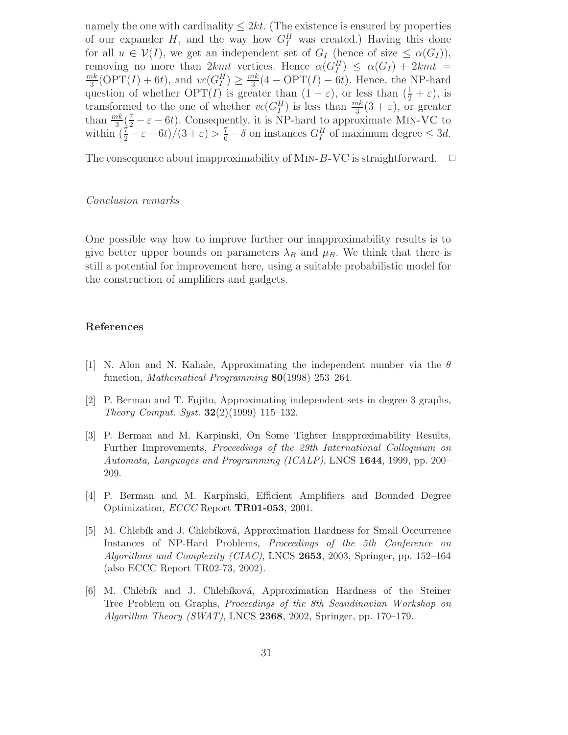namely the one with cardinality $\leq 2kt$. (The existence is ensured by properties of our expander $H$, and the way how $G_I^H$ was created.) Having this done for all $u \in \mathcal{V}(I)$, we get an independent set of $G_I$ (hence of size $\leq \alpha(G_I)$), removing no more than $2kmt$ vertices. Hence $\alpha(G_I^H) \leq \alpha(G_I) + 2kmt = \frac{mk}{3}(\mathrm{OPT}(I) + 6t)$, and $vc(G_I^H) \geq \frac{mk}{3}(4 - \mathrm{OPT}(I) - 6t)$. Hence, the NP-hard question of whether $\mathrm{OPT}(I)$ is greater than $(1 - \varepsilon)$, or less than $(\frac{1}{2} + \varepsilon)$, is transformed to the one of whether $vc(G_I^H)$ is less than $\frac{mk}{3}(3 + \varepsilon)$, or greater than $\frac{mk}{3}(\frac{7}{2} - \varepsilon - 6t)$. Consequently, it is NP-hard to approximate Min-VC to within $(\frac{7}{2} - \varepsilon - 6t)/(3 + \varepsilon) > \frac{7}{6} - \delta$ on instances $G_I^H$ of maximum degree $\leq 3d$.

The consequence about inapproximability of Min-$B$-VC is straightforward. □

*Conclusion remarks*

One possible way how to improve further our inapproximability results is to give better upper bounds on parameters $\lambda_B$ and $\mu_B$. We think that there is still a potential for improvement here, using a suitable probabilistic model for the construction of amplifiers and gadgets.

## References

[1] N. Alon and N. Kahale, Approximating the independent number via the $\theta$ function, *Mathematical Programming* **80**(1998) 253–264.

[2] P. Berman and T. Fujito, Approximating independent sets in degree 3 graphs, *Theory Comput. Syst.* **32**(2)(1999) 115–132.

[3] P. Berman and M. Karpinski, On Some Tighter Inapproximability Results, Further Improvements, *Proceedings of the 29th International Colloquium on Automata, Languages and Programming (ICALP)*, LNCS **1644**, 1999, pp. 200–209.

[4] P. Berman and M. Karpinski, Efficient Amplifiers and Bounded Degree Optimization, *ECCC* Report **TR01-053**, 2001.

[5] M. Chlebík and J. Chlebíková, Approximation Hardness for Small Occurrence Instances of NP-Hard Problems, *Proceedings of the 5th Conference on Algorithms and Complexity (CIAC)*, LNCS **2653**, 2003, Springer, pp. 152–164 (also ECCC Report TR02-73, 2002).

[6] M. Chlebík and J. Chlebíková, Approximation Hardness of the Steiner Tree Problem on Graphs, *Proceedings of the 8th Scandinavian Workshop on Algorithm Theory (SWAT)*, LNCS **2368**, 2002, Springer, pp. 170–179.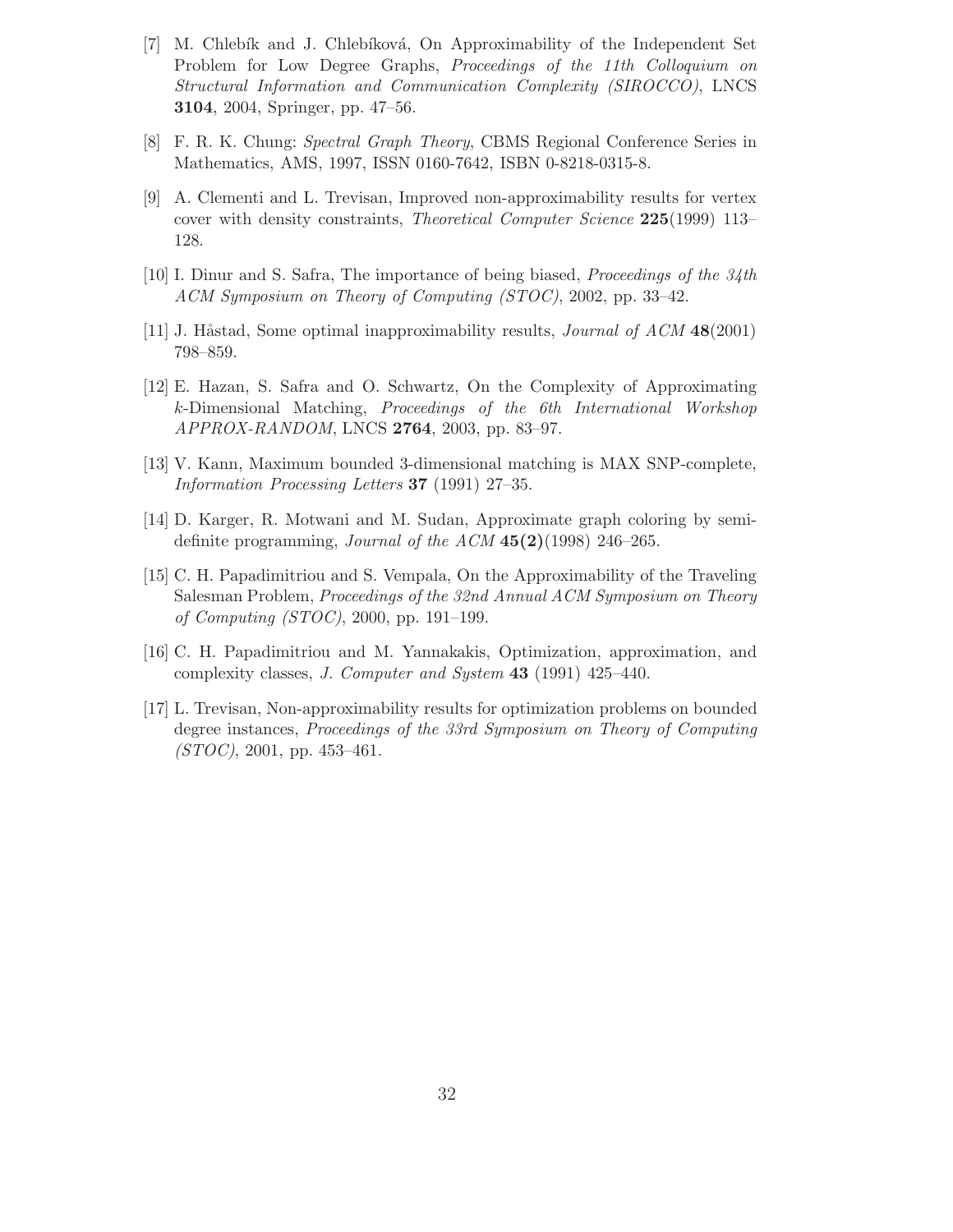[7] M. Chlebík and J. Chlebíková, On Approximability of the Independent Set Problem for Low Degree Graphs, *Proceedings of the 11th Colloquium on Structural Information and Communication Complexity (SIROCCO)*, LNCS **3104**, 2004, Springer, pp. 47–56.

[8] F. R. K. Chung: *Spectral Graph Theory*, CBMS Regional Conference Series in Mathematics, AMS, 1997, ISSN 0160-7642, ISBN 0-8218-0315-8.

[9] A. Clementi and L. Trevisan, Improved non-approximability results for vertex cover with density constraints, *Theoretical Computer Science* **225**(1999) 113–128.

[10] I. Dinur and S. Safra, The importance of being biased, *Proceedings of the 34th ACM Symposium on Theory of Computing (STOC)*, 2002, pp. 33–42.

[11] J. Håstad, Some optimal inapproximability results, *Journal of ACM* **48**(2001) 798–859.

[12] E. Hazan, S. Safra and O. Schwartz, On the Complexity of Approximating $k$-Dimensional Matching, *Proceedings of the 6th International Workshop APPROX-RANDOM*, LNCS **2764**, 2003, pp. 83–97.

[13] V. Kann, Maximum bounded 3-dimensional matching is MAX SNP-complete, *Information Processing Letters* **37** (1991) 27–35.

[14] D. Karger, R. Motwani and M. Sudan, Approximate graph coloring by semidefinite programming, *Journal of the ACM* **45(2)**(1998) 246–265.

[15] C. H. Papadimitriou and S. Vempala, On the Approximability of the Traveling Salesman Problem, *Proceedings of the 32nd Annual ACM Symposium on Theory of Computing (STOC)*, 2000, pp. 191–199.

[16] C. H. Papadimitriou and M. Yannakakis, Optimization, approximation, and complexity classes, *J. Computer and System* **43** (1991) 425–440.

[17] L. Trevisan, Non-approximability results for optimization problems on bounded degree instances, *Proceedings of the 33rd Symposium on Theory of Computing (STOC)*, 2001, pp. 453–461.